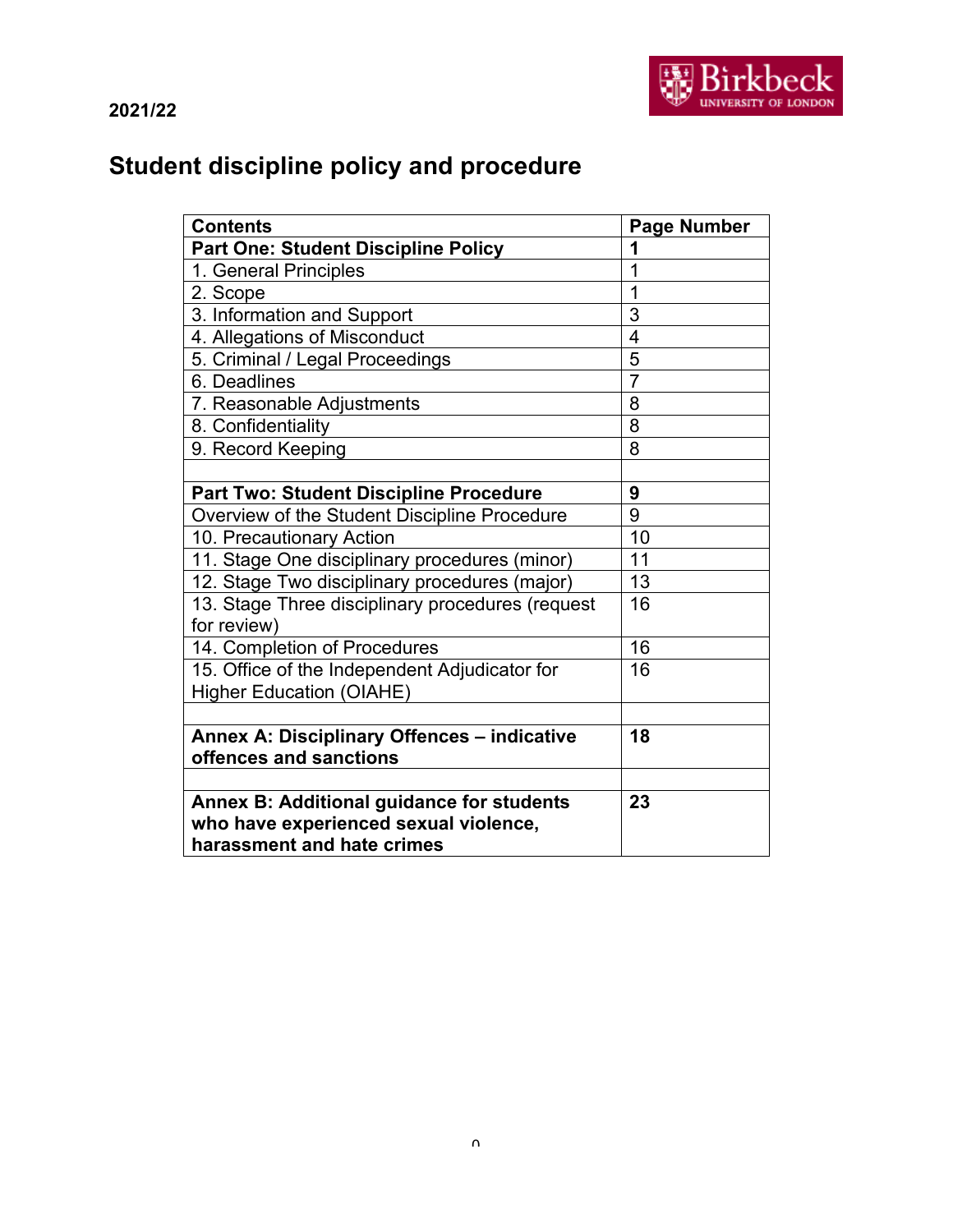2021/22

# Student discipline policy and procedure

| Contents | Page Number |
|---|---|
| **Part One: Student Discipline Policy** | **1** |
| 1. General Principles | 1 |
| 2. Scope | 1 |
| 3. Information and Support | 3 |
| 4. Allegations of Misconduct | 4 |
| 5. Criminal / Legal Proceedings | 5 |
| 6. Deadlines | 7 |
| 7. Reasonable Adjustments | 8 |
| 8. Confidentiality | 8 |
| 9. Record Keeping | 8 |
| | |
| **Part Two: Student Discipline Procedure** | **9** |
| Overview of the Student Discipline Procedure | 9 |
| 10. Precautionary Action | 10 |
| 11. Stage One disciplinary procedures (minor) | 11 |
| 12. Stage Two disciplinary procedures (major) | 13 |
| 13. Stage Three disciplinary procedures (request for review) | 16 |
| 14. Completion of Procedures | 16 |
| 15. Office of the Independent Adjudicator for Higher Education (OIAHE) | 16 |
| | |
| **Annex A: Disciplinary Offences – indicative offences and sanctions** | **18** |
| | |
| **Annex B: Additional guidance for students who have experienced sexual violence, harassment and hate crimes** | **23** |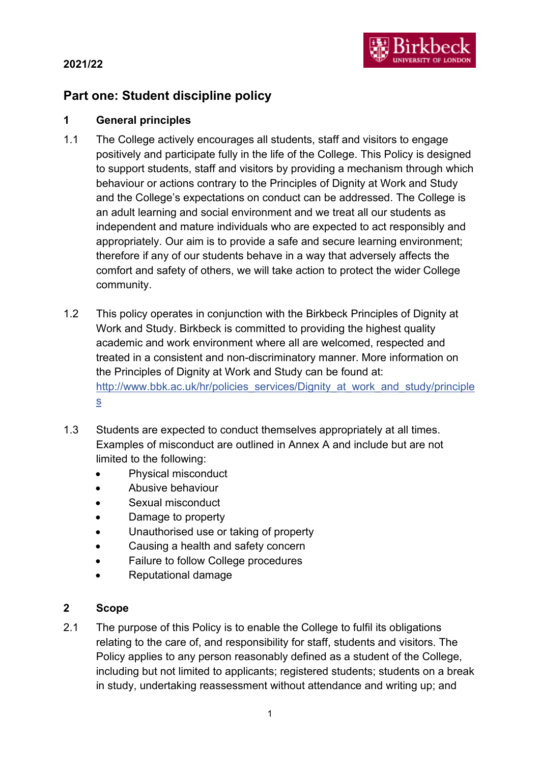**2021/22**

## Part one: Student discipline policy

### 1 General principles

1.1 The College actively encourages all students, staff and visitors to engage positively and participate fully in the life of the College. This Policy is designed to support students, staff and visitors by providing a mechanism through which behaviour or actions contrary to the Principles of Dignity at Work and Study and the College's expectations on conduct can be addressed. The College is an adult learning and social environment and we treat all our students as independent and mature individuals who are expected to act responsibly and appropriately. Our aim is to provide a safe and secure learning environment; therefore if any of our students behave in a way that adversely affects the comfort and safety of others, we will take action to protect the wider College community.

1.2 This policy operates in conjunction with the Birkbeck Principles of Dignity at Work and Study. Birkbeck is committed to providing the highest quality academic and work environment where all are welcomed, respected and treated in a consistent and non-discriminatory manner. More information on the Principles of Dignity at Work and Study can be found at: [http://www.bbk.ac.uk/hr/policies_services/Dignity_at_work_and_study/principles](http://www.bbk.ac.uk/hr/policies_services/Dignity_at_work_and_study/principles)

1.3 Students are expected to conduct themselves appropriately at all times. Examples of misconduct are outlined in Annex A and include but are not limited to the following:

- Physical misconduct
- Abusive behaviour
- Sexual misconduct
- Damage to property
- Unauthorised use or taking of property
- Causing a health and safety concern
- Failure to follow College procedures
- Reputational damage

### 2 Scope

2.1 The purpose of this Policy is to enable the College to fulfil its obligations relating to the care of, and responsibility for staff, students and visitors. The Policy applies to any person reasonably defined as a student of the College, including but not limited to applicants; registered students; students on a break in study, undertaking reassessment without attendance and writing up; and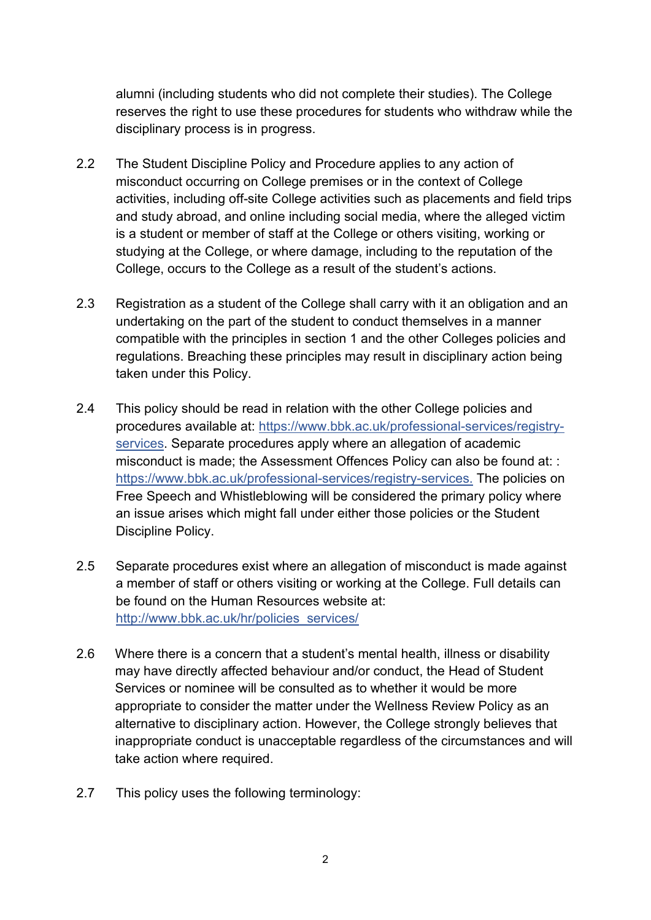alumni (including students who did not complete their studies). The College reserves the right to use these procedures for students who withdraw while the disciplinary process is in progress.

2.2 The Student Discipline Policy and Procedure applies to any action of misconduct occurring on College premises or in the context of College activities, including off-site College activities such as placements and field trips and study abroad, and online including social media, where the alleged victim is a student or member of staff at the College or others visiting, working or studying at the College, or where damage, including to the reputation of the College, occurs to the College as a result of the student's actions.

2.3 Registration as a student of the College shall carry with it an obligation and an undertaking on the part of the student to conduct themselves in a manner compatible with the principles in section 1 and the other Colleges policies and regulations. Breaching these principles may result in disciplinary action being taken under this Policy.

2.4 This policy should be read in relation with the other College policies and procedures available at: [https://www.bbk.ac.uk/professional-services/registry-services](https://www.bbk.ac.uk/professional-services/registry-services). Separate procedures apply where an allegation of academic misconduct is made; the Assessment Offences Policy can also be found at: : [https://www.bbk.ac.uk/professional-services/registry-services.](https://www.bbk.ac.uk/professional-services/registry-services) The policies on Free Speech and Whistleblowing will be considered the primary policy where an issue arises which might fall under either those policies or the Student Discipline Policy.

2.5 Separate procedures exist where an allegation of misconduct is made against a member of staff or others visiting or working at the College. Full details can be found on the Human Resources website at: [http://www.bbk.ac.uk/hr/policies_services/](http://www.bbk.ac.uk/hr/policies_services/)

2.6 Where there is a concern that a student's mental health, illness or disability may have directly affected behaviour and/or conduct, the Head of Student Services or nominee will be consulted as to whether it would be more appropriate to consider the matter under the Wellness Review Policy as an alternative to disciplinary action. However, the College strongly believes that inappropriate conduct is unacceptable regardless of the circumstances and will take action where required.

2.7 This policy uses the following terminology: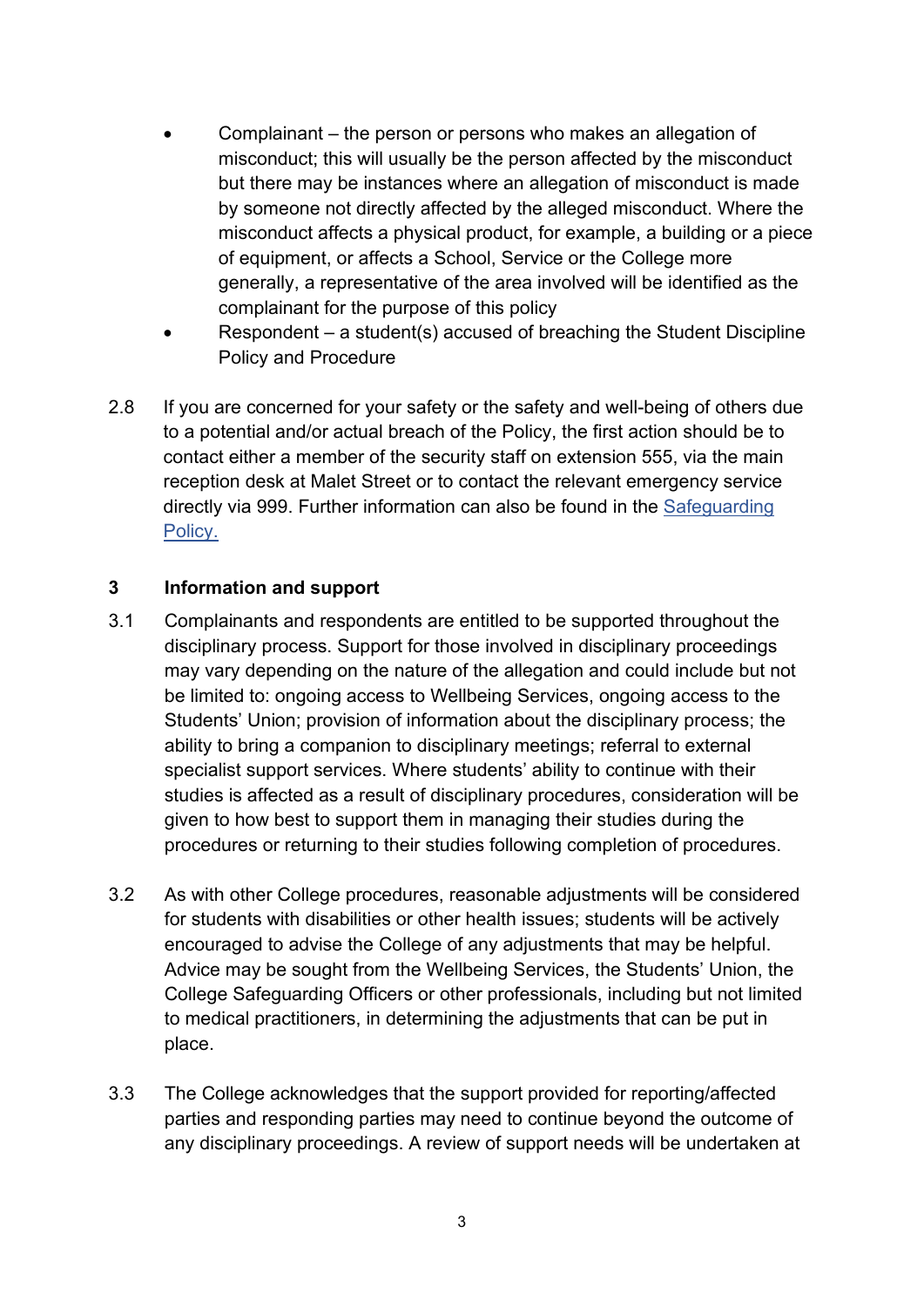- Complainant – the person or persons who makes an allegation of misconduct; this will usually be the person affected by the misconduct but there may be instances where an allegation of misconduct is made by someone not directly affected by the alleged misconduct. Where the misconduct affects a physical product, for example, a building or a piece of equipment, or affects a School, Service or the College more generally, a representative of the area involved will be identified as the complainant for the purpose of this policy
- Respondent – a student(s) accused of breaching the Student Discipline Policy and Procedure

2.8 If you are concerned for your safety or the safety and well-being of others due to a potential and/or actual breach of the Policy, the first action should be to contact either a member of the security staff on extension 555, via the main reception desk at Malet Street or to contact the relevant emergency service directly via 999. Further information can also be found in the Safeguarding Policy.

## 3 Information and support

3.1 Complainants and respondents are entitled to be supported throughout the disciplinary process. Support for those involved in disciplinary proceedings may vary depending on the nature of the allegation and could include but not be limited to: ongoing access to Wellbeing Services, ongoing access to the Students' Union; provision of information about the disciplinary process; the ability to bring a companion to disciplinary meetings; referral to external specialist support services. Where students' ability to continue with their studies is affected as a result of disciplinary procedures, consideration will be given to how best to support them in managing their studies during the procedures or returning to their studies following completion of procedures.

3.2 As with other College procedures, reasonable adjustments will be considered for students with disabilities or other health issues; students will be actively encouraged to advise the College of any adjustments that may be helpful. Advice may be sought from the Wellbeing Services, the Students' Union, the College Safeguarding Officers or other professionals, including but not limited to medical practitioners, in determining the adjustments that can be put in place.

3.3 The College acknowledges that the support provided for reporting/affected parties and responding parties may need to continue beyond the outcome of any disciplinary proceedings. A review of support needs will be undertaken at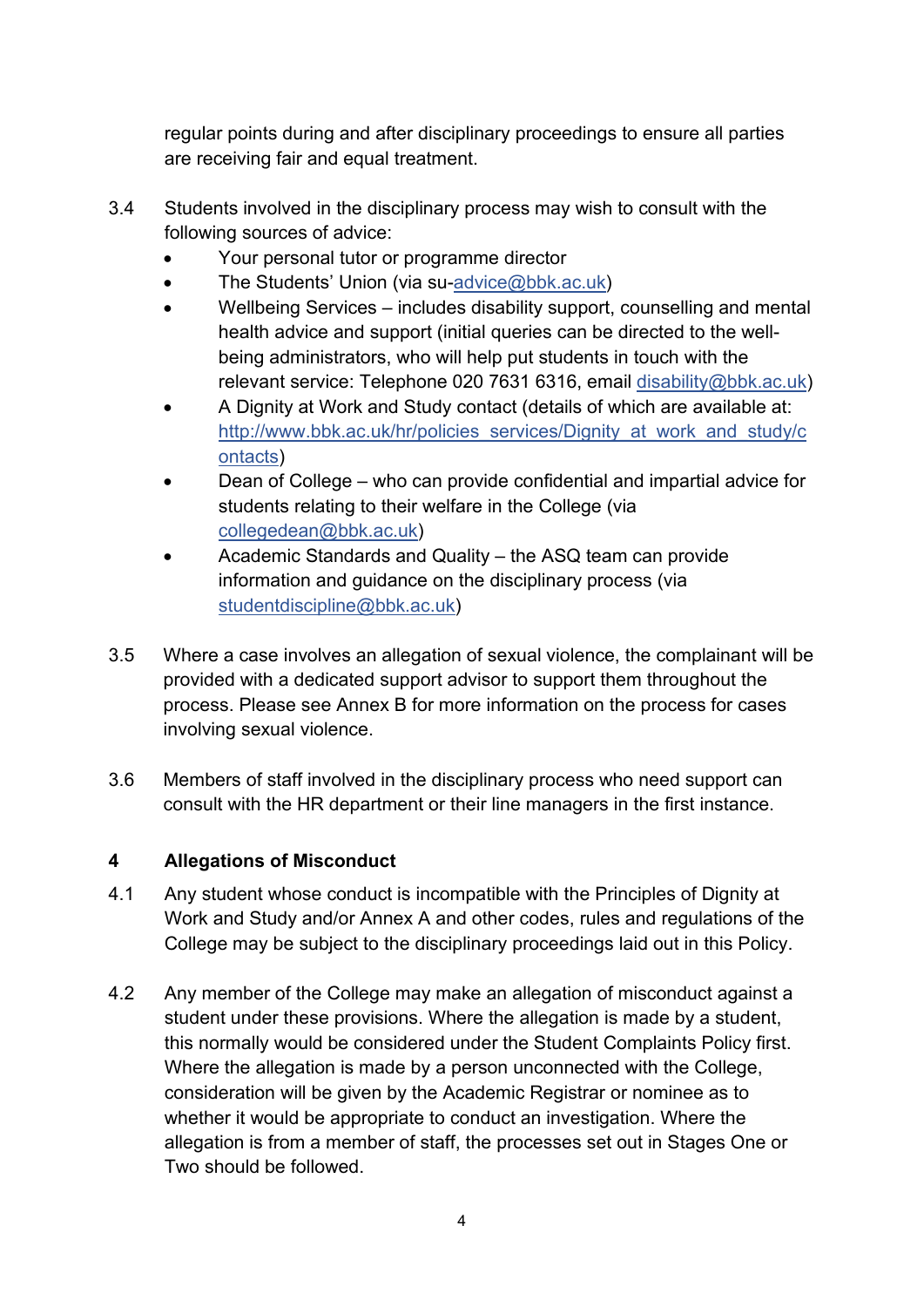regular points during and after disciplinary proceedings to ensure all parties are receiving fair and equal treatment.

3.4 Students involved in the disciplinary process may wish to consult with the following sources of advice:

- Your personal tutor or programme director
- The Students' Union (via su-advice@bbk.ac.uk)
- Wellbeing Services – includes disability support, counselling and mental health advice and support (initial queries can be directed to the well-being administrators, who will help put students in touch with the relevant service: Telephone 020 7631 6316, email disability@bbk.ac.uk)
- A Dignity at Work and Study contact (details of which are available at: http://www.bbk.ac.uk/hr/policies_services/Dignity_at_work_and_study/contacts)
- Dean of College – who can provide confidential and impartial advice for students relating to their welfare in the College (via collegedean@bbk.ac.uk)
- Academic Standards and Quality – the ASQ team can provide information and guidance on the disciplinary process (via studentdiscipline@bbk.ac.uk)

3.5 Where a case involves an allegation of sexual violence, the complainant will be provided with a dedicated support advisor to support them throughout the process. Please see Annex B for more information on the process for cases involving sexual violence.

3.6 Members of staff involved in the disciplinary process who need support can consult with the HR department or their line managers in the first instance.

## 4 Allegations of Misconduct

4.1 Any student whose conduct is incompatible with the Principles of Dignity at Work and Study and/or Annex A and other codes, rules and regulations of the College may be subject to the disciplinary proceedings laid out in this Policy.

4.2 Any member of the College may make an allegation of misconduct against a student under these provisions. Where the allegation is made by a student, this normally would be considered under the Student Complaints Policy first. Where the allegation is made by a person unconnected with the College, consideration will be given by the Academic Registrar or nominee as to whether it would be appropriate to conduct an investigation. Where the allegation is from a member of staff, the processes set out in Stages One or Two should be followed.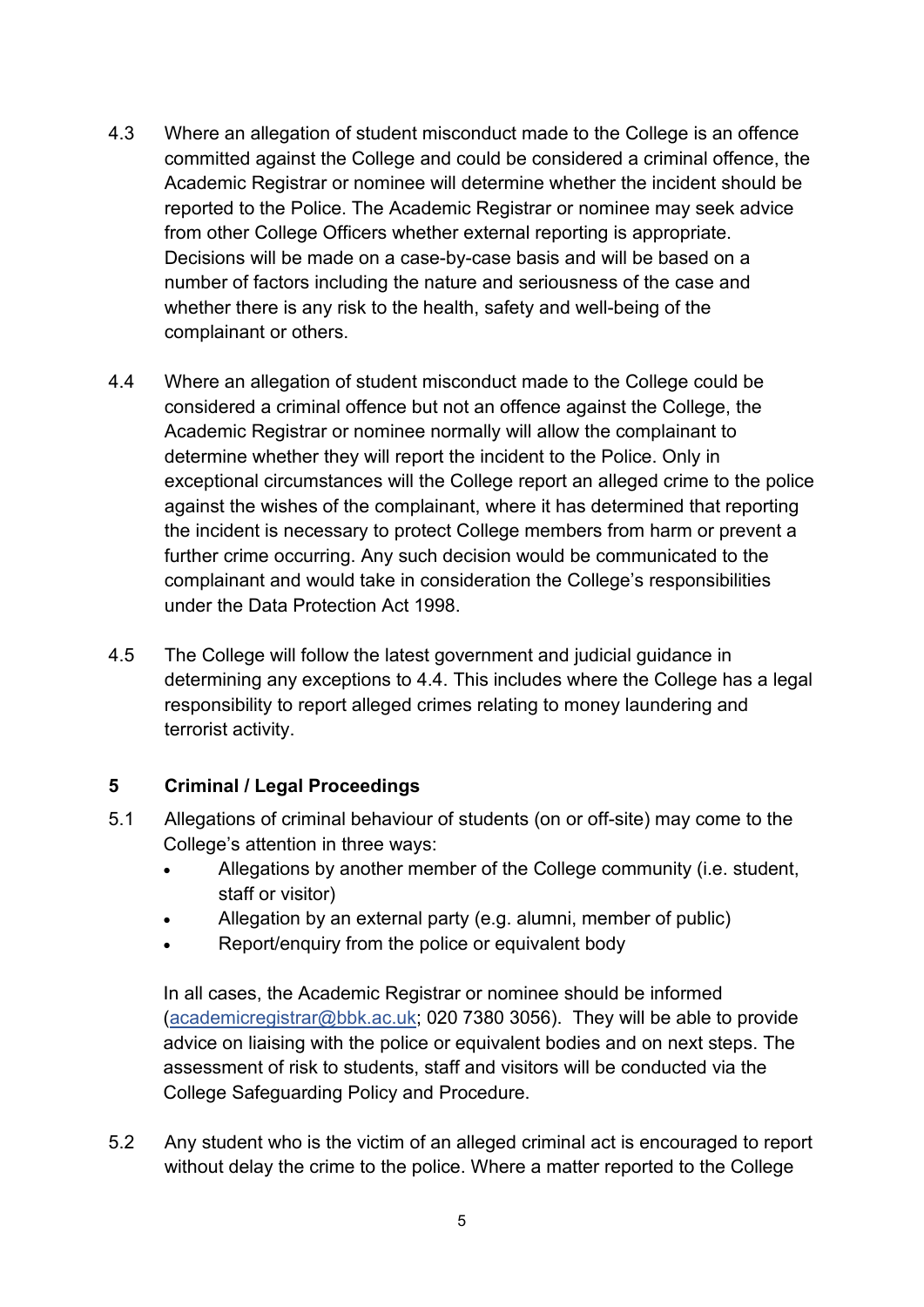4.3 Where an allegation of student misconduct made to the College is an offence committed against the College and could be considered a criminal offence, the Academic Registrar or nominee will determine whether the incident should be reported to the Police. The Academic Registrar or nominee may seek advice from other College Officers whether external reporting is appropriate. Decisions will be made on a case-by-case basis and will be based on a number of factors including the nature and seriousness of the case and whether there is any risk to the health, safety and well-being of the complainant or others.

4.4 Where an allegation of student misconduct made to the College could be considered a criminal offence but not an offence against the College, the Academic Registrar or nominee normally will allow the complainant to determine whether they will report the incident to the Police. Only in exceptional circumstances will the College report an alleged crime to the police against the wishes of the complainant, where it has determined that reporting the incident is necessary to protect College members from harm or prevent a further crime occurring. Any such decision would be communicated to the complainant and would take in consideration the College's responsibilities under the Data Protection Act 1998.

4.5 The College will follow the latest government and judicial guidance in determining any exceptions to 4.4. This includes where the College has a legal responsibility to report alleged crimes relating to money laundering and terrorist activity.

## 5 Criminal / Legal Proceedings

5.1 Allegations of criminal behaviour of students (on or off-site) may come to the College's attention in three ways:

- Allegations by another member of the College community (i.e. student, staff or visitor)
- Allegation by an external party (e.g. alumni, member of public)
- Report/enquiry from the police or equivalent body

In all cases, the Academic Registrar or nominee should be informed (academicregistrar@bbk.ac.uk; 020 7380 3056). They will be able to provide advice on liaising with the police or equivalent bodies and on next steps. The assessment of risk to students, staff and visitors will be conducted via the College Safeguarding Policy and Procedure.

5.2 Any student who is the victim of an alleged criminal act is encouraged to report without delay the crime to the police. Where a matter reported to the College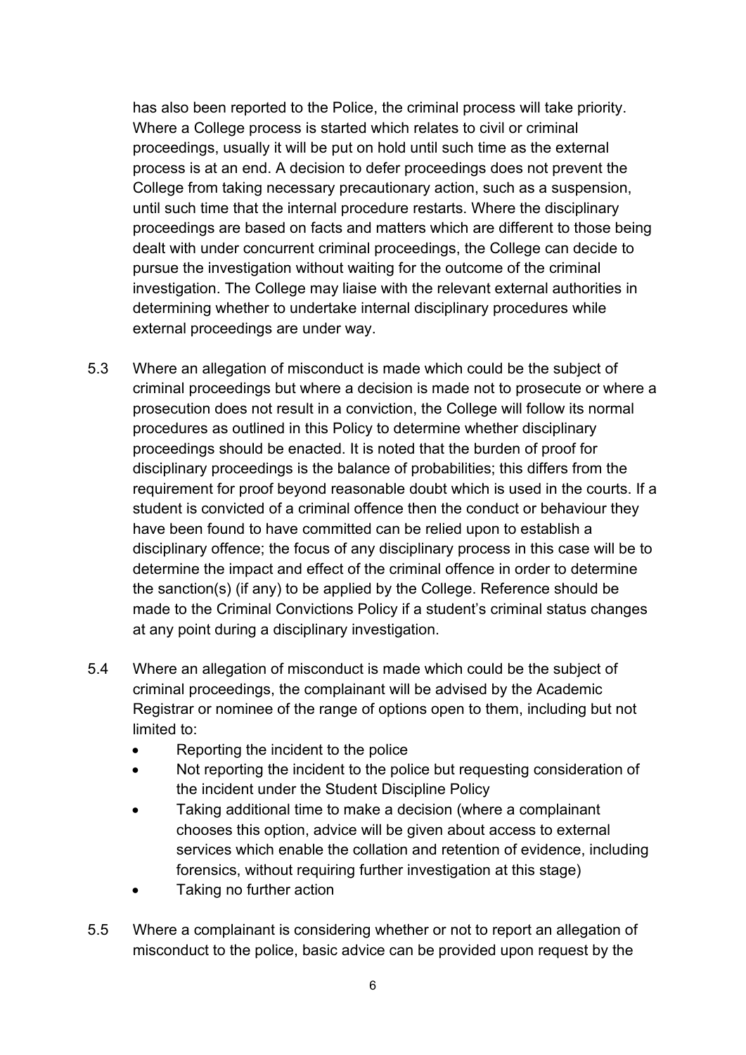has also been reported to the Police, the criminal process will take priority. Where a College process is started which relates to civil or criminal proceedings, usually it will be put on hold until such time as the external process is at an end. A decision to defer proceedings does not prevent the College from taking necessary precautionary action, such as a suspension, until such time that the internal procedure restarts. Where the disciplinary proceedings are based on facts and matters which are different to those being dealt with under concurrent criminal proceedings, the College can decide to pursue the investigation without waiting for the outcome of the criminal investigation. The College may liaise with the relevant external authorities in determining whether to undertake internal disciplinary procedures while external proceedings are under way.

5.3 Where an allegation of misconduct is made which could be the subject of criminal proceedings but where a decision is made not to prosecute or where a prosecution does not result in a conviction, the College will follow its normal procedures as outlined in this Policy to determine whether disciplinary proceedings should be enacted. It is noted that the burden of proof for disciplinary proceedings is the balance of probabilities; this differs from the requirement for proof beyond reasonable doubt which is used in the courts. If a student is convicted of a criminal offence then the conduct or behaviour they have been found to have committed can be relied upon to establish a disciplinary offence; the focus of any disciplinary process in this case will be to determine the impact and effect of the criminal offence in order to determine the sanction(s) (if any) to be applied by the College. Reference should be made to the Criminal Convictions Policy if a student's criminal status changes at any point during a disciplinary investigation.

5.4 Where an allegation of misconduct is made which could be the subject of criminal proceedings, the complainant will be advised by the Academic Registrar or nominee of the range of options open to them, including but not limited to:

- Reporting the incident to the police
- Not reporting the incident to the police but requesting consideration of the incident under the Student Discipline Policy
- Taking additional time to make a decision (where a complainant chooses this option, advice will be given about access to external services which enable the collation and retention of evidence, including forensics, without requiring further investigation at this stage)
- Taking no further action

5.5 Where a complainant is considering whether or not to report an allegation of misconduct to the police, basic advice can be provided upon request by the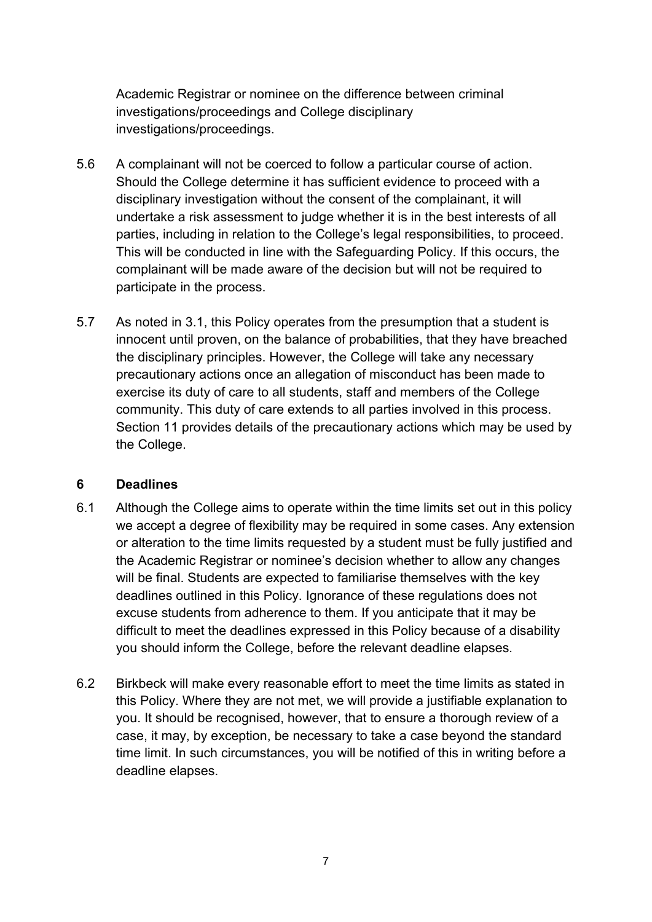Academic Registrar or nominee on the difference between criminal investigations/proceedings and College disciplinary investigations/proceedings.

5.6 A complainant will not be coerced to follow a particular course of action. Should the College determine it has sufficient evidence to proceed with a disciplinary investigation without the consent of the complainant, it will undertake a risk assessment to judge whether it is in the best interests of all parties, including in relation to the College's legal responsibilities, to proceed. This will be conducted in line with the Safeguarding Policy. If this occurs, the complainant will be made aware of the decision but will not be required to participate in the process.

5.7 As noted in 3.1, this Policy operates from the presumption that a student is innocent until proven, on the balance of probabilities, that they have breached the disciplinary principles. However, the College will take any necessary precautionary actions once an allegation of misconduct has been made to exercise its duty of care to all students, staff and members of the College community. This duty of care extends to all parties involved in this process. Section 11 provides details of the precautionary actions which may be used by the College.

## 6 Deadlines

6.1 Although the College aims to operate within the time limits set out in this policy we accept a degree of flexibility may be required in some cases. Any extension or alteration to the time limits requested by a student must be fully justified and the Academic Registrar or nominee's decision whether to allow any changes will be final. Students are expected to familiarise themselves with the key deadlines outlined in this Policy. Ignorance of these regulations does not excuse students from adherence to them. If you anticipate that it may be difficult to meet the deadlines expressed in this Policy because of a disability you should inform the College, before the relevant deadline elapses.

6.2 Birkbeck will make every reasonable effort to meet the time limits as stated in this Policy. Where they are not met, we will provide a justifiable explanation to you. It should be recognised, however, that to ensure a thorough review of a case, it may, by exception, be necessary to take a case beyond the standard time limit. In such circumstances, you will be notified of this in writing before a deadline elapses.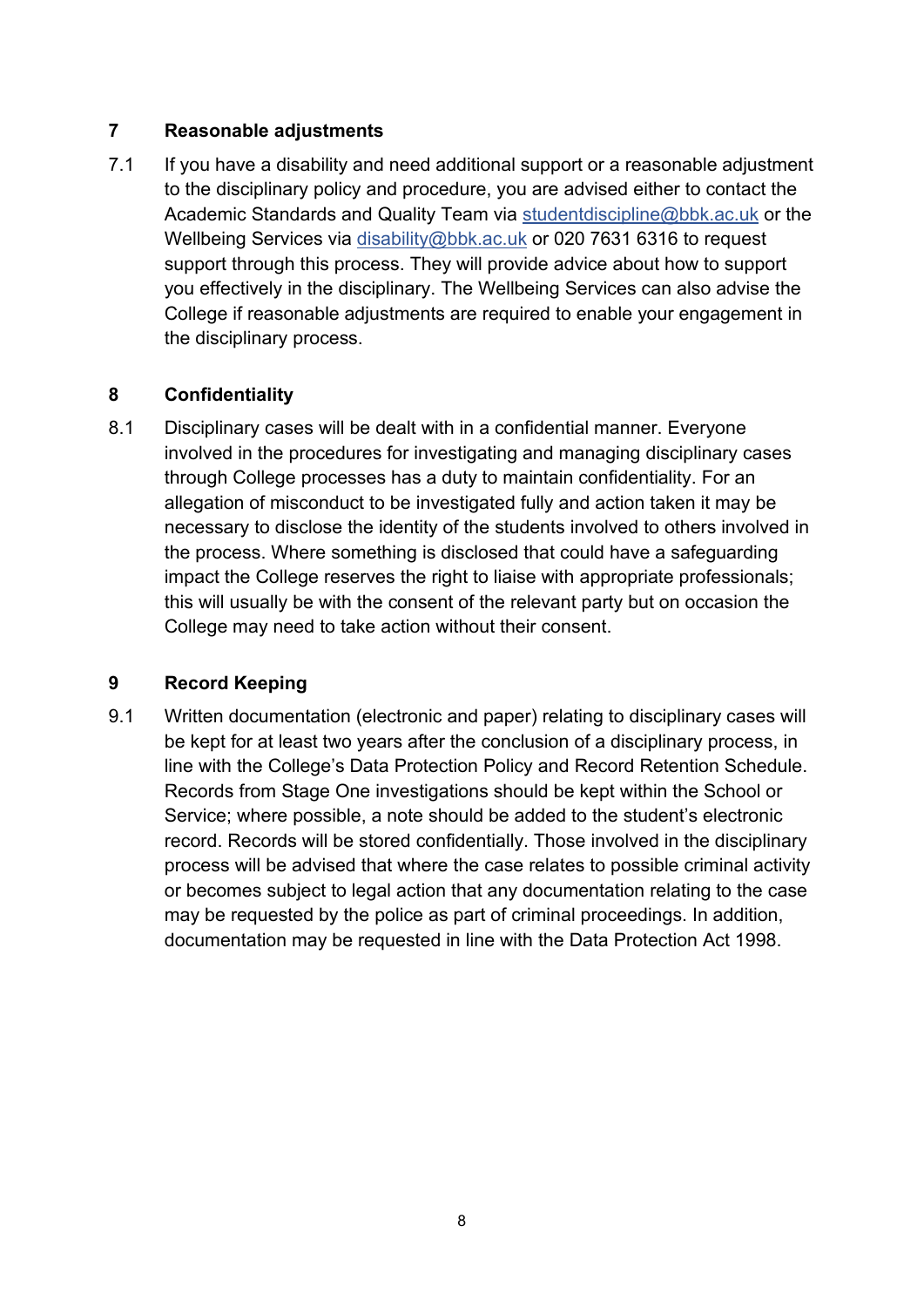## 7 Reasonable adjustments

7.1 If you have a disability and need additional support or a reasonable adjustment to the disciplinary policy and procedure, you are advised either to contact the Academic Standards and Quality Team via studentdiscipline@bbk.ac.uk or the Wellbeing Services via disability@bbk.ac.uk or 020 7631 6316 to request support through this process. They will provide advice about how to support you effectively in the disciplinary. The Wellbeing Services can also advise the College if reasonable adjustments are required to enable your engagement in the disciplinary process.

## 8 Confidentiality

8.1 Disciplinary cases will be dealt with in a confidential manner. Everyone involved in the procedures for investigating and managing disciplinary cases through College processes has a duty to maintain confidentiality. For an allegation of misconduct to be investigated fully and action taken it may be necessary to disclose the identity of the students involved to others involved in the process. Where something is disclosed that could have a safeguarding impact the College reserves the right to liaise with appropriate professionals; this will usually be with the consent of the relevant party but on occasion the College may need to take action without their consent.

## 9 Record Keeping

9.1 Written documentation (electronic and paper) relating to disciplinary cases will be kept for at least two years after the conclusion of a disciplinary process, in line with the College's Data Protection Policy and Record Retention Schedule. Records from Stage One investigations should be kept within the School or Service; where possible, a note should be added to the student's electronic record. Records will be stored confidentially. Those involved in the disciplinary process will be advised that where the case relates to possible criminal activity or becomes subject to legal action that any documentation relating to the case may be requested by the police as part of criminal proceedings. In addition, documentation may be requested in line with the Data Protection Act 1998.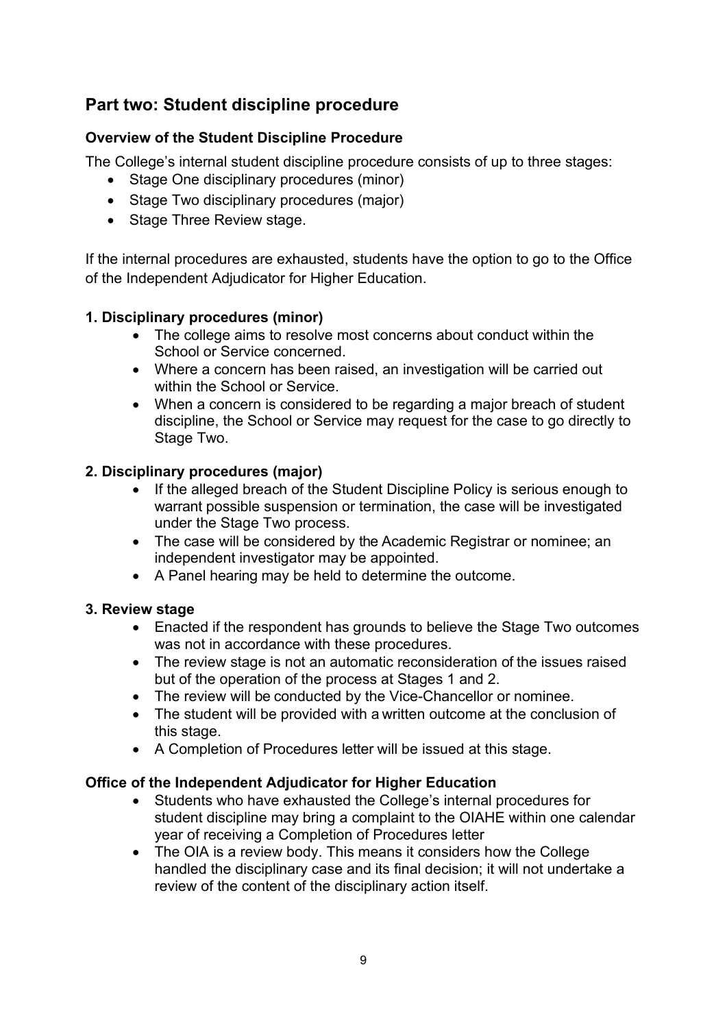## Part two: Student discipline procedure

### Overview of the Student Discipline Procedure

The College's internal student discipline procedure consists of up to three stages:

- Stage One disciplinary procedures (minor)
- Stage Two disciplinary procedures (major)
- Stage Three Review stage.

If the internal procedures are exhausted, students have the option to go to the Office of the Independent Adjudicator for Higher Education.

### 1. Disciplinary procedures (minor)

- The college aims to resolve most concerns about conduct within the School or Service concerned.
- Where a concern has been raised, an investigation will be carried out within the School or Service.
- When a concern is considered to be regarding a major breach of student discipline, the School or Service may request for the case to go directly to Stage Two.

### 2. Disciplinary procedures (major)

- If the alleged breach of the Student Discipline Policy is serious enough to warrant possible suspension or termination, the case will be investigated under the Stage Two process.
- The case will be considered by the Academic Registrar or nominee; an independent investigator may be appointed.
- A Panel hearing may be held to determine the outcome.

### 3. Review stage

- Enacted if the respondent has grounds to believe the Stage Two outcomes was not in accordance with these procedures.
- The review stage is not an automatic reconsideration of the issues raised but of the operation of the process at Stages 1 and 2.
- The review will be conducted by the Vice-Chancellor or nominee.
- The student will be provided with a written outcome at the conclusion of this stage.
- A Completion of Procedures letter will be issued at this stage.

### Office of the Independent Adjudicator for Higher Education

- Students who have exhausted the College's internal procedures for student discipline may bring a complaint to the OIAHE within one calendar year of receiving a Completion of Procedures letter
- The OIA is a review body. This means it considers how the College handled the disciplinary case and its final decision; it will not undertake a review of the content of the disciplinary action itself.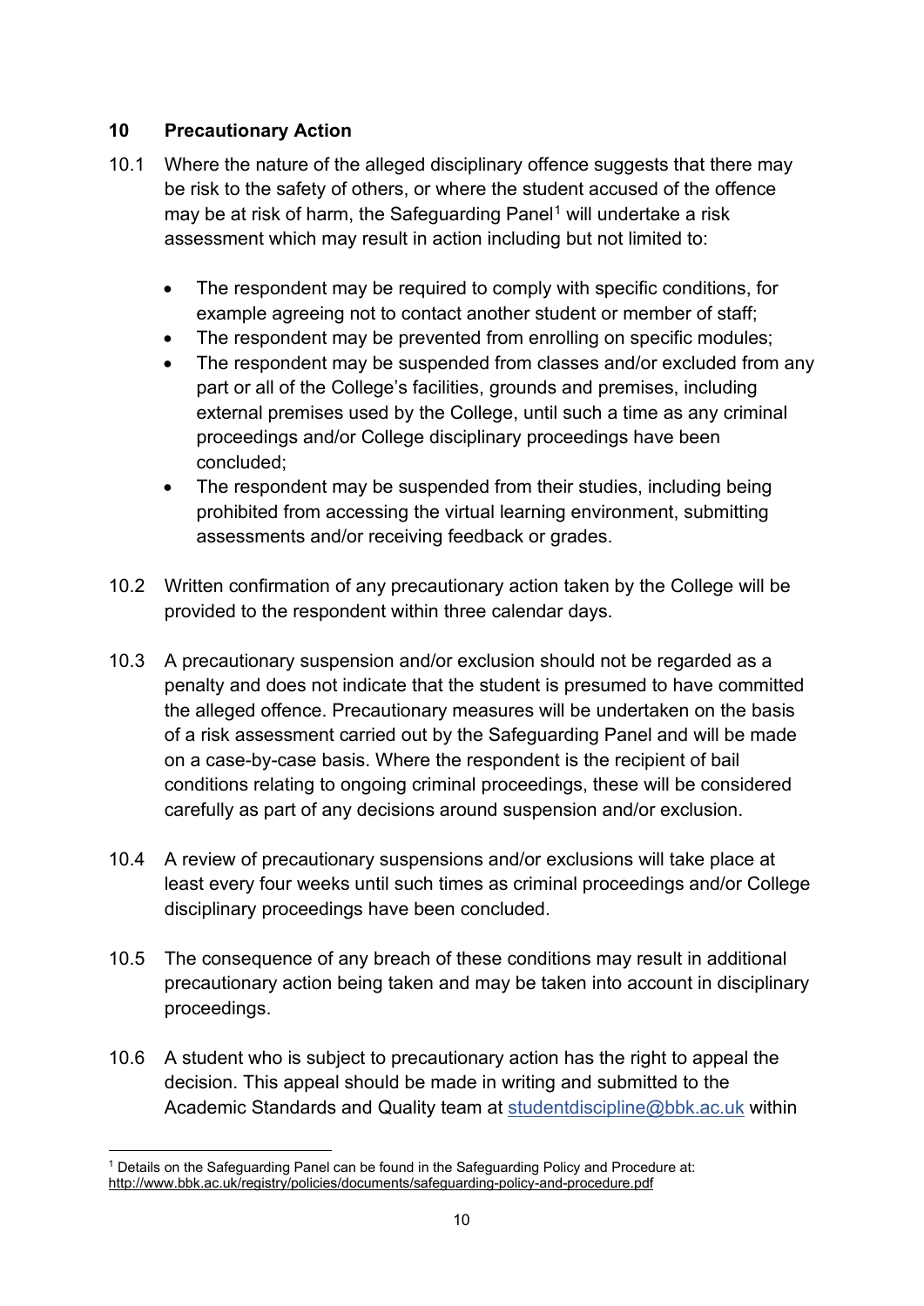## 10 Precautionary Action

10.1 Where the nature of the alleged disciplinary offence suggests that there may be risk to the safety of others, or where the student accused of the offence may be at risk of harm, the Safeguarding Panel[1] will undertake a risk assessment which may result in action including but not limited to:

- The respondent may be required to comply with specific conditions, for example agreeing not to contact another student or member of staff;
- The respondent may be prevented from enrolling on specific modules;
- The respondent may be suspended from classes and/or excluded from any part or all of the College's facilities, grounds and premises, including external premises used by the College, until such a time as any criminal proceedings and/or College disciplinary proceedings have been concluded;
- The respondent may be suspended from their studies, including being prohibited from accessing the virtual learning environment, submitting assessments and/or receiving feedback or grades.

10.2 Written confirmation of any precautionary action taken by the College will be provided to the respondent within three calendar days.

10.3 A precautionary suspension and/or exclusion should not be regarded as a penalty and does not indicate that the student is presumed to have committed the alleged offence. Precautionary measures will be undertaken on the basis of a risk assessment carried out by the Safeguarding Panel and will be made on a case-by-case basis. Where the respondent is the recipient of bail conditions relating to ongoing criminal proceedings, these will be considered carefully as part of any decisions around suspension and/or exclusion.

10.4 A review of precautionary suspensions and/or exclusions will take place at least every four weeks until such times as criminal proceedings and/or College disciplinary proceedings have been concluded.

10.5 The consequence of any breach of these conditions may result in additional precautionary action being taken and may be taken into account in disciplinary proceedings.

10.6 A student who is subject to precautionary action has the right to appeal the decision. This appeal should be made in writing and submitted to the Academic Standards and Quality team at studentdiscipline@bbk.ac.uk within

[1] Details on the Safeguarding Panel can be found in the Safeguarding Policy and Procedure at: http://www.bbk.ac.uk/registry/policies/documents/safeguarding-policy-and-procedure.pdf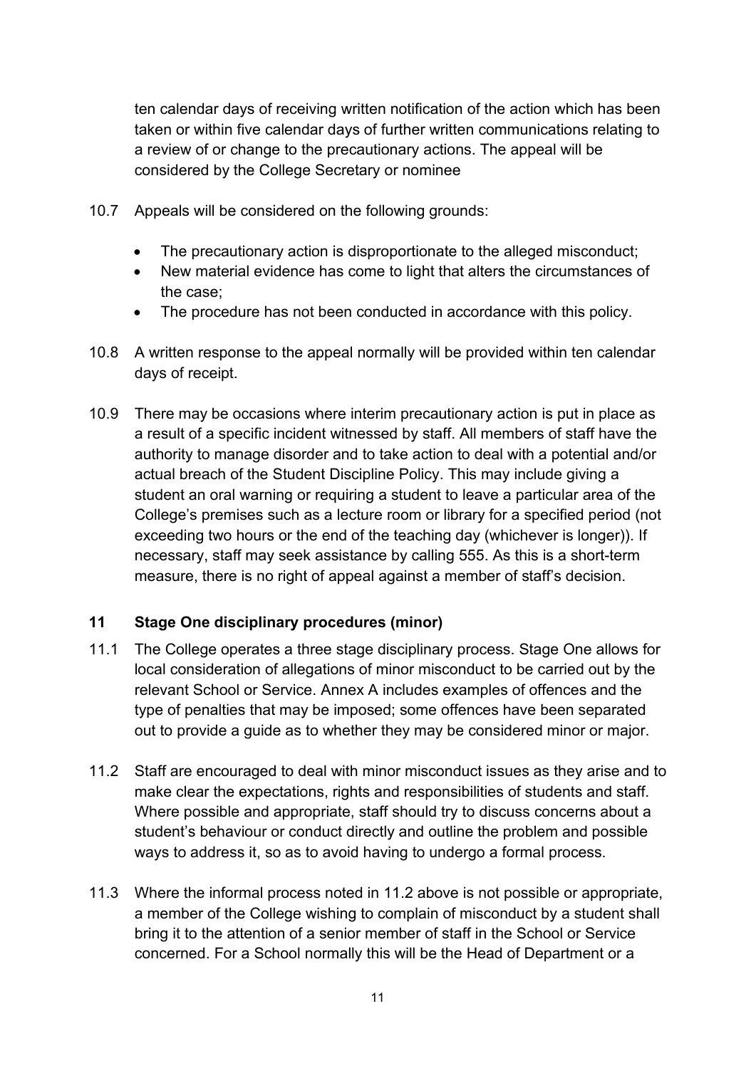ten calendar days of receiving written notification of the action which has been taken or within five calendar days of further written communications relating to a review of or change to the precautionary actions. The appeal will be considered by the College Secretary or nominee

10.7 Appeals will be considered on the following grounds:

- The precautionary action is disproportionate to the alleged misconduct;
- New material evidence has come to light that alters the circumstances of the case;
- The procedure has not been conducted in accordance with this policy.

10.8 A written response to the appeal normally will be provided within ten calendar days of receipt.

10.9 There may be occasions where interim precautionary action is put in place as a result of a specific incident witnessed by staff. All members of staff have the authority to manage disorder and to take action to deal with a potential and/or actual breach of the Student Discipline Policy. This may include giving a student an oral warning or requiring a student to leave a particular area of the College's premises such as a lecture room or library for a specified period (not exceeding two hours or the end of the teaching day (whichever is longer)). If necessary, staff may seek assistance by calling 555. As this is a short-term measure, there is no right of appeal against a member of staff's decision.

## 11 Stage One disciplinary procedures (minor)

11.1 The College operates a three stage disciplinary process. Stage One allows for local consideration of allegations of minor misconduct to be carried out by the relevant School or Service. Annex A includes examples of offences and the type of penalties that may be imposed; some offences have been separated out to provide a guide as to whether they may be considered minor or major.

11.2 Staff are encouraged to deal with minor misconduct issues as they arise and to make clear the expectations, rights and responsibilities of students and staff. Where possible and appropriate, staff should try to discuss concerns about a student's behaviour or conduct directly and outline the problem and possible ways to address it, so as to avoid having to undergo a formal process.

11.3 Where the informal process noted in 11.2 above is not possible or appropriate, a member of the College wishing to complain of misconduct by a student shall bring it to the attention of a senior member of staff in the School or Service concerned. For a School normally this will be the Head of Department or a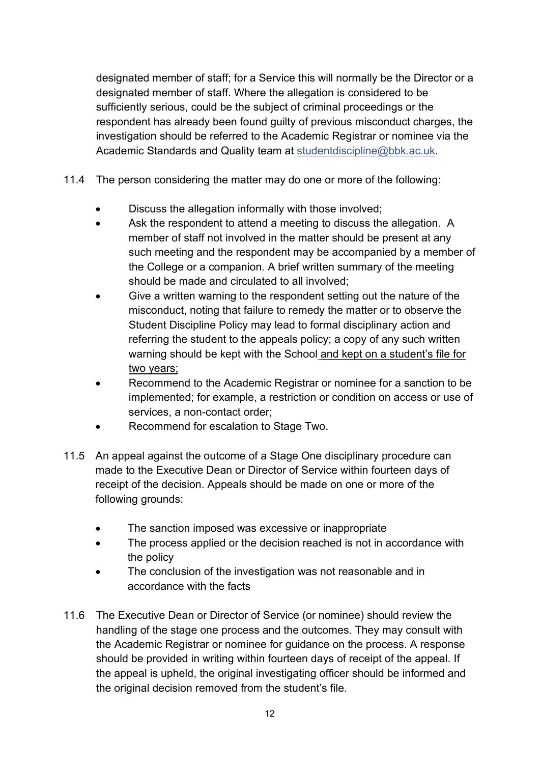designated member of staff; for a Service this will normally be the Director or a designated member of staff. Where the allegation is considered to be sufficiently serious, could be the subject of criminal proceedings or the respondent has already been found guilty of previous misconduct charges, the investigation should be referred to the Academic Registrar or nominee via the Academic Standards and Quality team at studentdiscipline@bbk.ac.uk.

11.4 The person considering the matter may do one or more of the following:

- Discuss the allegation informally with those involved;
- Ask the respondent to attend a meeting to discuss the allegation. A member of staff not involved in the matter should be present at any such meeting and the respondent may be accompanied by a member of the College or a companion. A brief written summary of the meeting should be made and circulated to all involved;
- Give a written warning to the respondent setting out the nature of the misconduct, noting that failure to remedy the matter or to observe the Student Discipline Policy may lead to formal disciplinary action and referring the student to the appeals policy; a copy of any such written warning should be kept with the School and kept on a student's file for two years;
- Recommend to the Academic Registrar or nominee for a sanction to be implemented; for example, a restriction or condition on access or use of services, a non-contact order;
- Recommend for escalation to Stage Two.

11.5 An appeal against the outcome of a Stage One disciplinary procedure can made to the Executive Dean or Director of Service within fourteen days of receipt of the decision. Appeals should be made on one or more of the following grounds:

- The sanction imposed was excessive or inappropriate
- The process applied or the decision reached is not in accordance with the policy
- The conclusion of the investigation was not reasonable and in accordance with the facts

11.6 The Executive Dean or Director of Service (or nominee) should review the handling of the stage one process and the outcomes. They may consult with the Academic Registrar or nominee for guidance on the process. A response should be provided in writing within fourteen days of receipt of the appeal. If the appeal is upheld, the original investigating officer should be informed and the original decision removed from the student's file.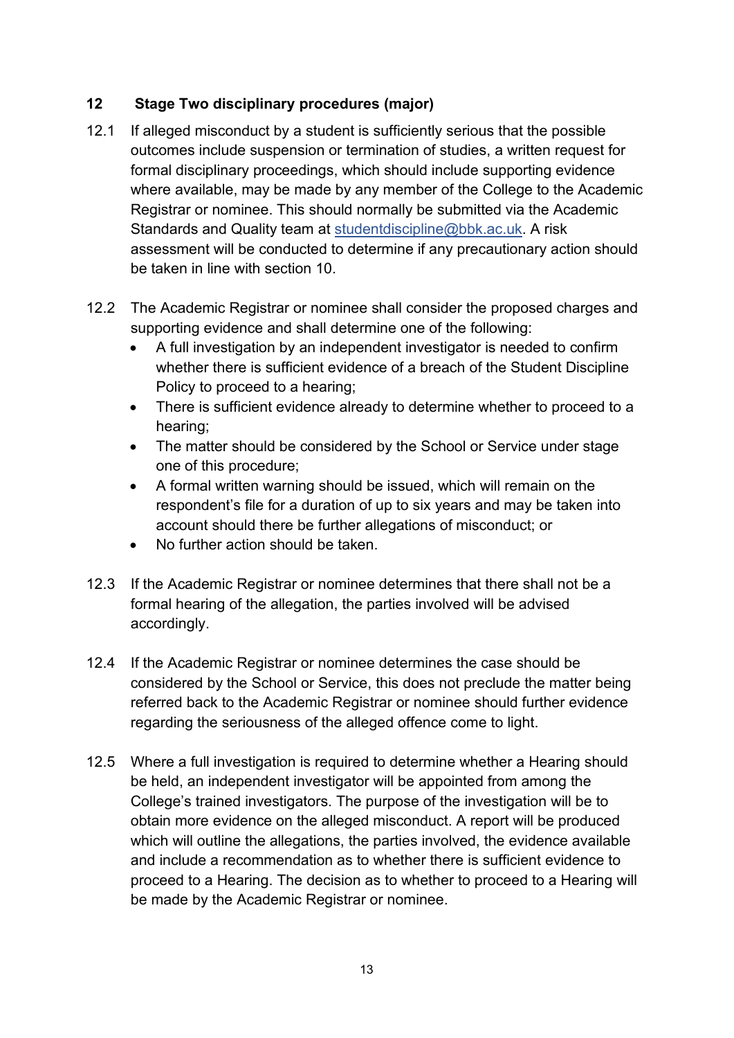## 12 Stage Two disciplinary procedures (major)

12.1 If alleged misconduct by a student is sufficiently serious that the possible outcomes include suspension or termination of studies, a written request for formal disciplinary proceedings, which should include supporting evidence where available, may be made by any member of the College to the Academic Registrar or nominee. This should normally be submitted via the Academic Standards and Quality team at studentdiscipline@bbk.ac.uk. A risk assessment will be conducted to determine if any precautionary action should be taken in line with section 10.

12.2 The Academic Registrar or nominee shall consider the proposed charges and supporting evidence and shall determine one of the following:

- A full investigation by an independent investigator is needed to confirm whether there is sufficient evidence of a breach of the Student Discipline Policy to proceed to a hearing;
- There is sufficient evidence already to determine whether to proceed to a hearing;
- The matter should be considered by the School or Service under stage one of this procedure;
- A formal written warning should be issued, which will remain on the respondent's file for a duration of up to six years and may be taken into account should there be further allegations of misconduct; or
- No further action should be taken.

12.3 If the Academic Registrar or nominee determines that there shall not be a formal hearing of the allegation, the parties involved will be advised accordingly.

12.4 If the Academic Registrar or nominee determines the case should be considered by the School or Service, this does not preclude the matter being referred back to the Academic Registrar or nominee should further evidence regarding the seriousness of the alleged offence come to light.

12.5 Where a full investigation is required to determine whether a Hearing should be held, an independent investigator will be appointed from among the College's trained investigators. The purpose of the investigation will be to obtain more evidence on the alleged misconduct. A report will be produced which will outline the allegations, the parties involved, the evidence available and include a recommendation as to whether there is sufficient evidence to proceed to a Hearing. The decision as to whether to proceed to a Hearing will be made by the Academic Registrar or nominee.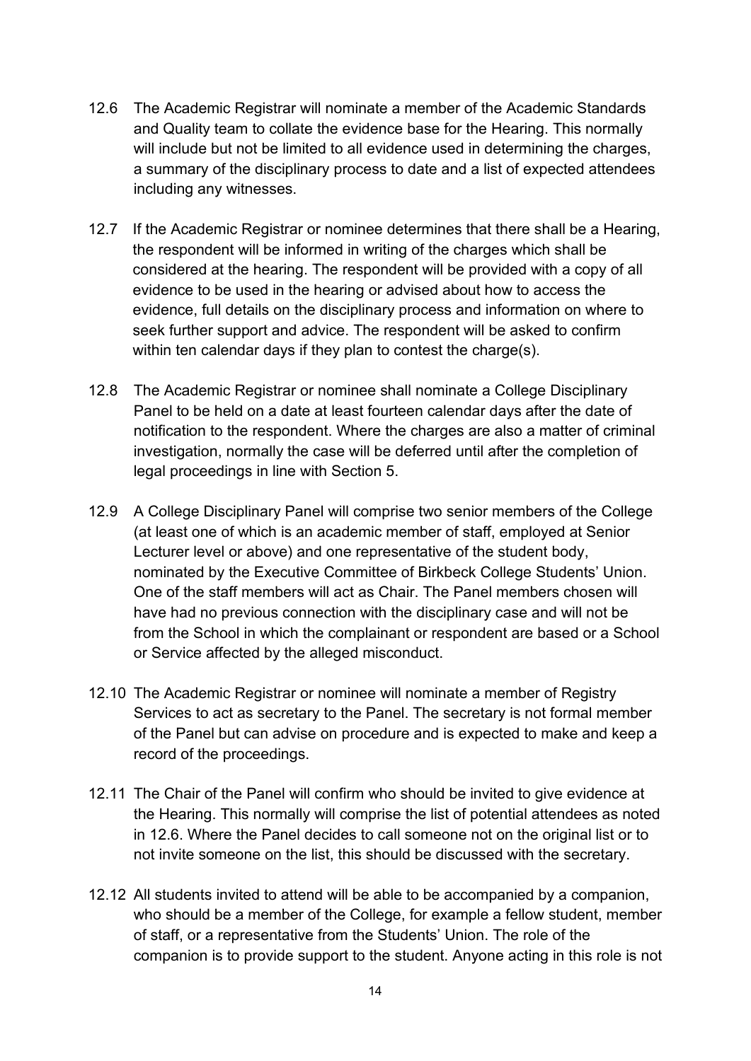12.6 The Academic Registrar will nominate a member of the Academic Standards and Quality team to collate the evidence base for the Hearing. This normally will include but not be limited to all evidence used in determining the charges, a summary of the disciplinary process to date and a list of expected attendees including any witnesses.

12.7 If the Academic Registrar or nominee determines that there shall be a Hearing, the respondent will be informed in writing of the charges which shall be considered at the hearing. The respondent will be provided with a copy of all evidence to be used in the hearing or advised about how to access the evidence, full details on the disciplinary process and information on where to seek further support and advice. The respondent will be asked to confirm within ten calendar days if they plan to contest the charge(s).

12.8 The Academic Registrar or nominee shall nominate a College Disciplinary Panel to be held on a date at least fourteen calendar days after the date of notification to the respondent. Where the charges are also a matter of criminal investigation, normally the case will be deferred until after the completion of legal proceedings in line with Section 5.

12.9 A College Disciplinary Panel will comprise two senior members of the College (at least one of which is an academic member of staff, employed at Senior Lecturer level or above) and one representative of the student body, nominated by the Executive Committee of Birkbeck College Students' Union. One of the staff members will act as Chair. The Panel members chosen will have had no previous connection with the disciplinary case and will not be from the School in which the complainant or respondent are based or a School or Service affected by the alleged misconduct.

12.10 The Academic Registrar or nominee will nominate a member of Registry Services to act as secretary to the Panel. The secretary is not formal member of the Panel but can advise on procedure and is expected to make and keep a record of the proceedings.

12.11 The Chair of the Panel will confirm who should be invited to give evidence at the Hearing. This normally will comprise the list of potential attendees as noted in 12.6. Where the Panel decides to call someone not on the original list or to not invite someone on the list, this should be discussed with the secretary.

12.12 All students invited to attend will be able to be accompanied by a companion, who should be a member of the College, for example a fellow student, member of staff, or a representative from the Students' Union. The role of the companion is to provide support to the student. Anyone acting in this role is not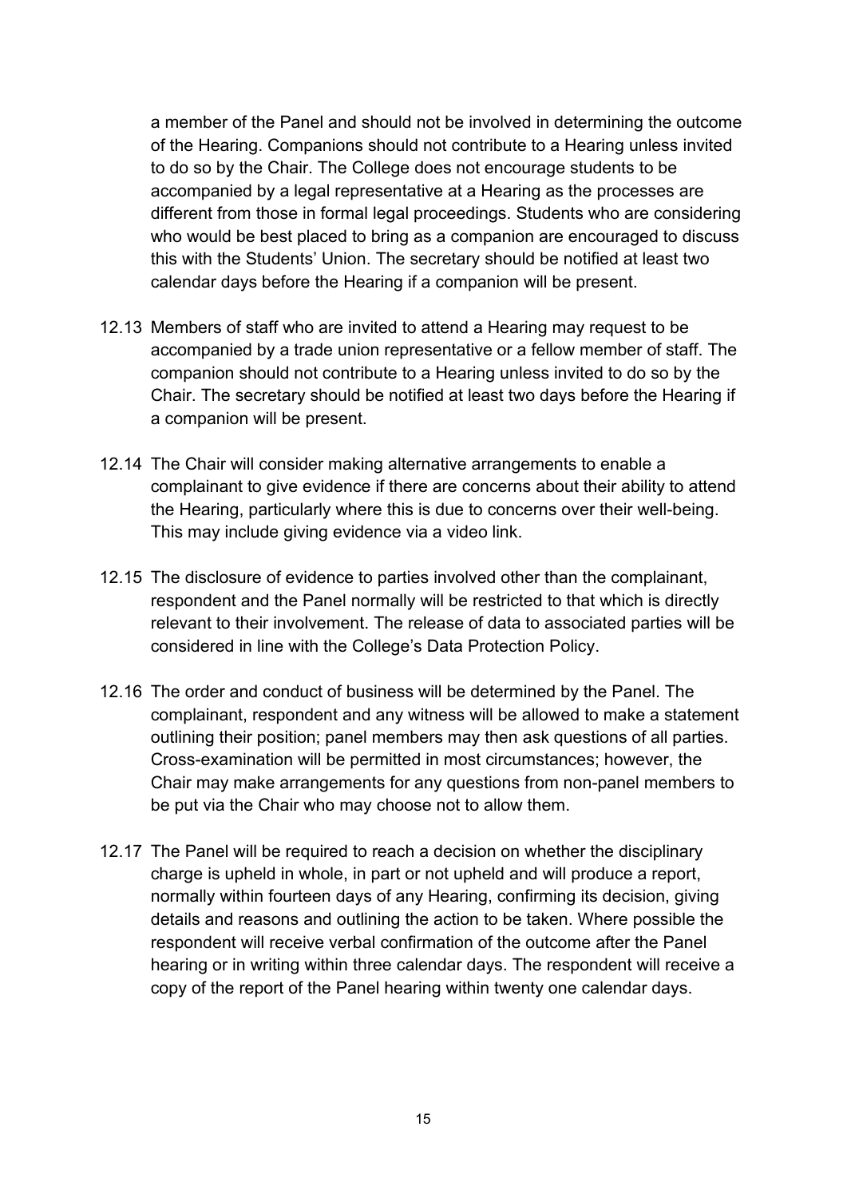a member of the Panel and should not be involved in determining the outcome of the Hearing. Companions should not contribute to a Hearing unless invited to do so by the Chair. The College does not encourage students to be accompanied by a legal representative at a Hearing as the processes are different from those in formal legal proceedings. Students who are considering who would be best placed to bring as a companion are encouraged to discuss this with the Students' Union. The secretary should be notified at least two calendar days before the Hearing if a companion will be present.

12.13 Members of staff who are invited to attend a Hearing may request to be accompanied by a trade union representative or a fellow member of staff. The companion should not contribute to a Hearing unless invited to do so by the Chair. The secretary should be notified at least two days before the Hearing if a companion will be present.

12.14 The Chair will consider making alternative arrangements to enable a complainant to give evidence if there are concerns about their ability to attend the Hearing, particularly where this is due to concerns over their well-being. This may include giving evidence via a video link.

12.15 The disclosure of evidence to parties involved other than the complainant, respondent and the Panel normally will be restricted to that which is directly relevant to their involvement. The release of data to associated parties will be considered in line with the College's Data Protection Policy.

12.16 The order and conduct of business will be determined by the Panel. The complainant, respondent and any witness will be allowed to make a statement outlining their position; panel members may then ask questions of all parties. Cross-examination will be permitted in most circumstances; however, the Chair may make arrangements for any questions from non-panel members to be put via the Chair who may choose not to allow them.

12.17 The Panel will be required to reach a decision on whether the disciplinary charge is upheld in whole, in part or not upheld and will produce a report, normally within fourteen days of any Hearing, confirming its decision, giving details and reasons and outlining the action to be taken. Where possible the respondent will receive verbal confirmation of the outcome after the Panel hearing or in writing within three calendar days. The respondent will receive a copy of the report of the Panel hearing within twenty one calendar days.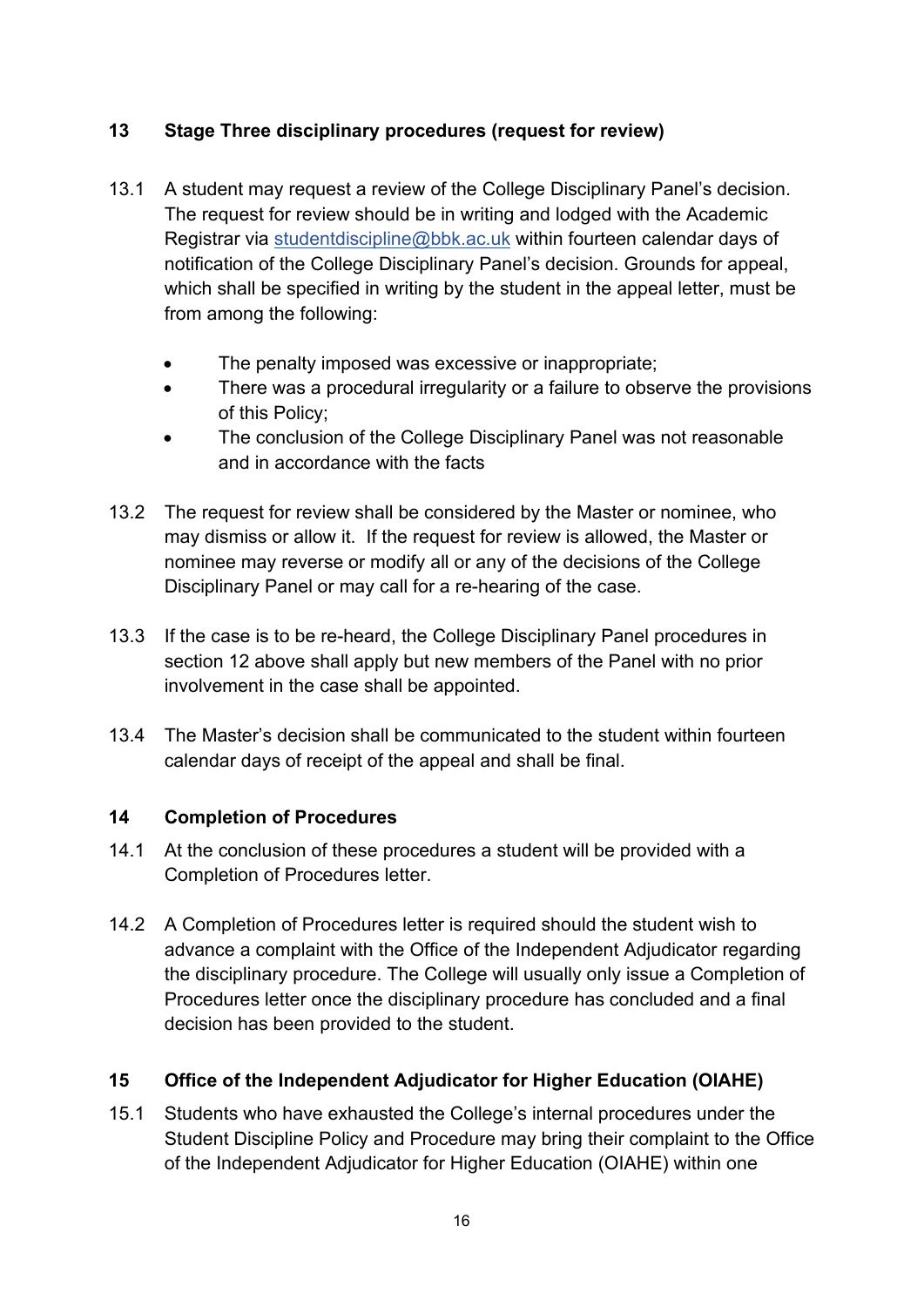## 13 Stage Three disciplinary procedures (request for review)

13.1 A student may request a review of the College Disciplinary Panel's decision. The request for review should be in writing and lodged with the Academic Registrar via [studentdiscipline@bbk.ac.uk](mailto:studentdiscipline@bbk.ac.uk) within fourteen calendar days of notification of the College Disciplinary Panel's decision. Grounds for appeal, which shall be specified in writing by the student in the appeal letter, must be from among the following:

- The penalty imposed was excessive or inappropriate;
- There was a procedural irregularity or a failure to observe the provisions of this Policy;
- The conclusion of the College Disciplinary Panel was not reasonable and in accordance with the facts

13.2 The request for review shall be considered by the Master or nominee, who may dismiss or allow it. If the request for review is allowed, the Master or nominee may reverse or modify all or any of the decisions of the College Disciplinary Panel or may call for a re-hearing of the case.

13.3 If the case is to be re-heard, the College Disciplinary Panel procedures in section 12 above shall apply but new members of the Panel with no prior involvement in the case shall be appointed.

13.4 The Master's decision shall be communicated to the student within fourteen calendar days of receipt of the appeal and shall be final.

## 14 Completion of Procedures

14.1 At the conclusion of these procedures a student will be provided with a Completion of Procedures letter.

14.2 A Completion of Procedures letter is required should the student wish to advance a complaint with the Office of the Independent Adjudicator regarding the disciplinary procedure. The College will usually only issue a Completion of Procedures letter once the disciplinary procedure has concluded and a final decision has been provided to the student.

## 15 Office of the Independent Adjudicator for Higher Education (OIAHE)

15.1 Students who have exhausted the College's internal procedures under the Student Discipline Policy and Procedure may bring their complaint to the Office of the Independent Adjudicator for Higher Education (OIAHE) within one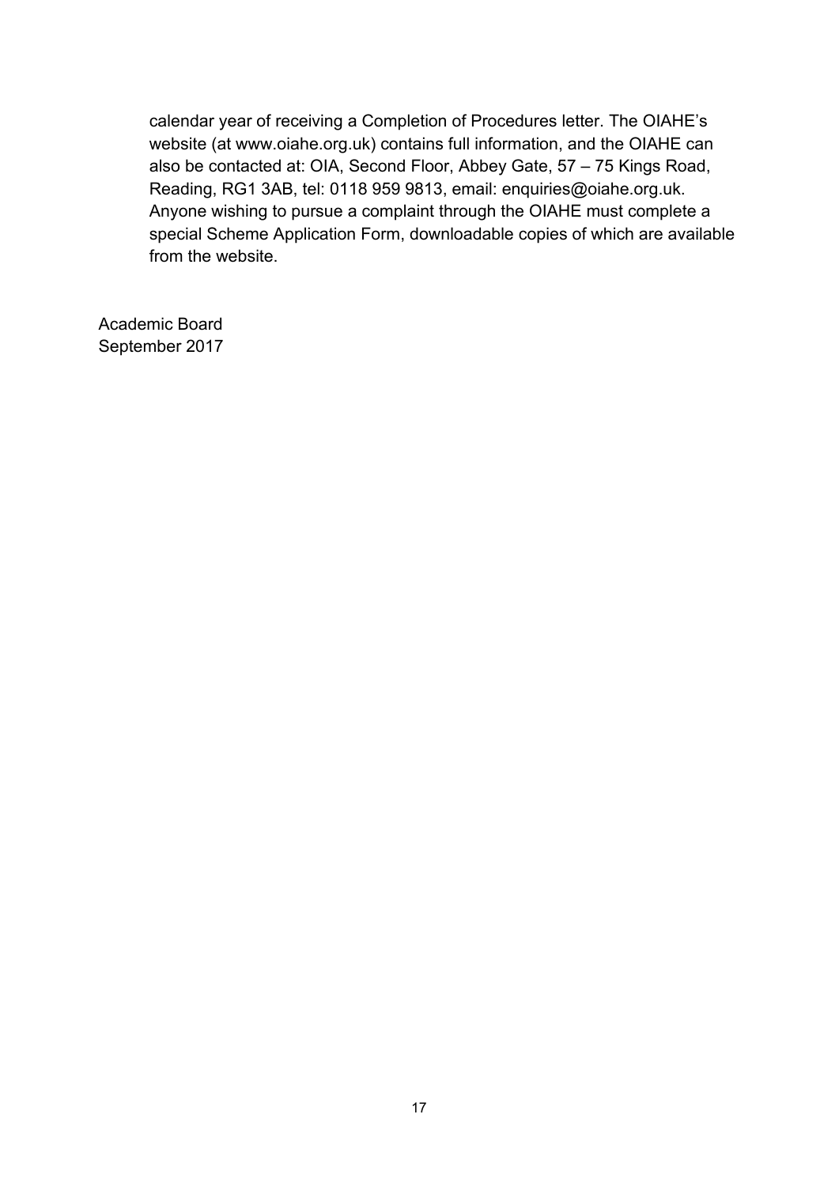calendar year of receiving a Completion of Procedures letter. The OIAHE's website (at www.oiahe.org.uk) contains full information, and the OIAHE can also be contacted at: OIA, Second Floor, Abbey Gate, 57 – 75 Kings Road, Reading, RG1 3AB, tel: 0118 959 9813, email: enquiries@oiahe.org.uk. Anyone wishing to pursue a complaint through the OIAHE must complete a special Scheme Application Form, downloadable copies of which are available from the website.

Academic Board
September 2017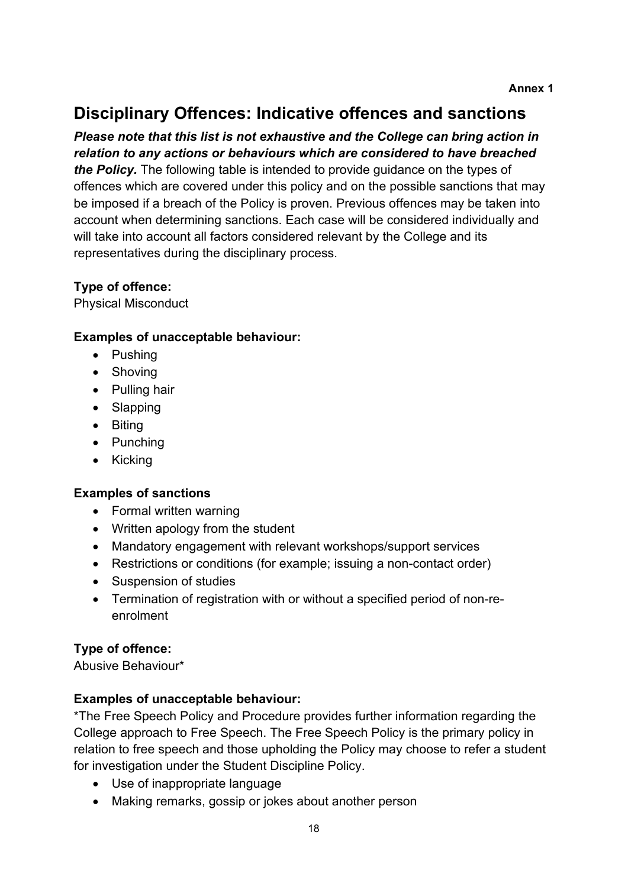**Annex 1**

## Disciplinary Offences: Indicative offences and sanctions

***Please note that this list is not exhaustive and the College can bring action in relation to any actions or behaviours which are considered to have breached the Policy.*** The following table is intended to provide guidance on the types of offences which are covered under this policy and on the possible sanctions that may be imposed if a breach of the Policy is proven. Previous offences may be taken into account when determining sanctions. Each case will be considered individually and will take into account all factors considered relevant by the College and its representatives during the disciplinary process.

**Type of offence:**
Physical Misconduct

**Examples of unacceptable behaviour:**

- Pushing
- Shoving
- Pulling hair
- Slapping
- Biting
- Punching
- Kicking

**Examples of sanctions**

- Formal written warning
- Written apology from the student
- Mandatory engagement with relevant workshops/support services
- Restrictions or conditions (for example; issuing a non-contact order)
- Suspension of studies
- Termination of registration with or without a specified period of non-re-enrolment

**Type of offence:**
Abusive Behaviour*

**Examples of unacceptable behaviour:**

*The Free Speech Policy and Procedure provides further information regarding the College approach to Free Speech. The Free Speech Policy is the primary policy in relation to free speech and those upholding the Policy may choose to refer a student for investigation under the Student Discipline Policy.

- Use of inappropriate language
- Making remarks, gossip or jokes about another person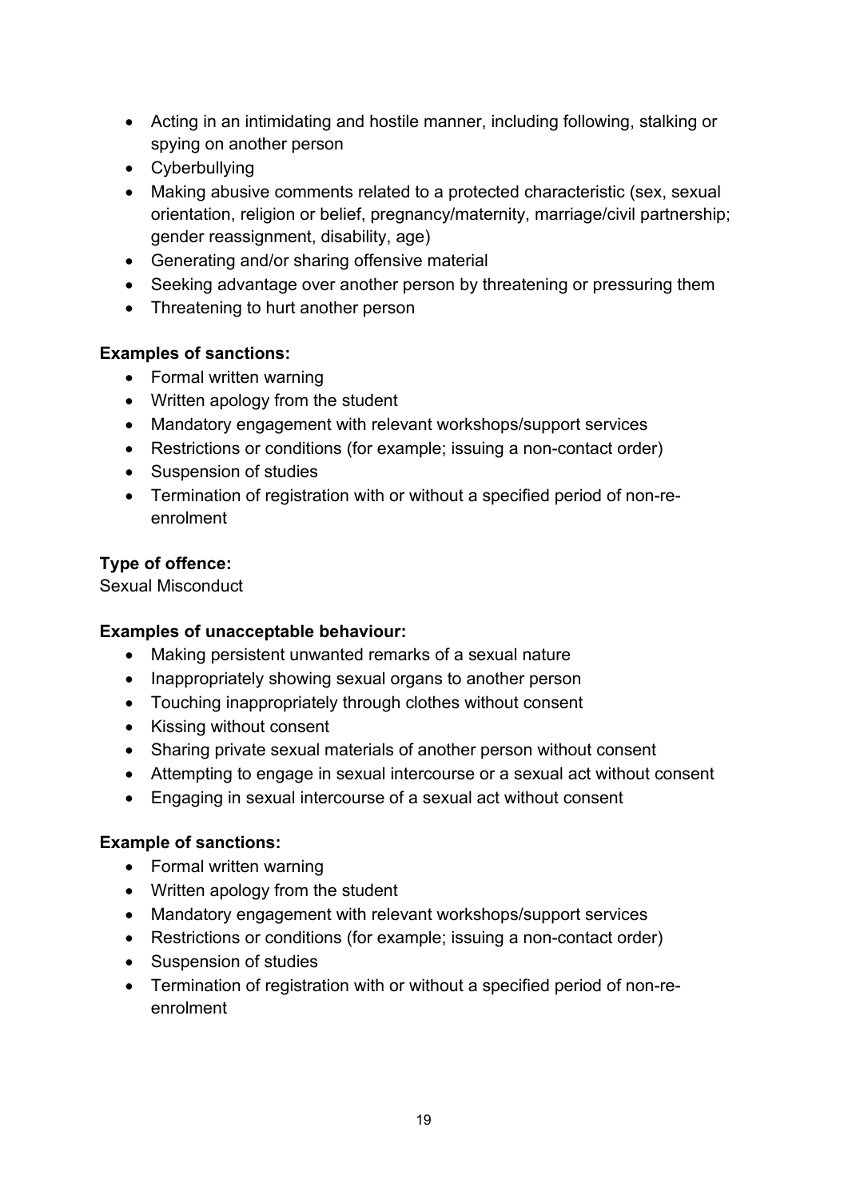- Acting in an intimidating and hostile manner, including following, stalking or spying on another person
- Cyberbullying
- Making abusive comments related to a protected characteristic (sex, sexual orientation, religion or belief, pregnancy/maternity, marriage/civil partnership; gender reassignment, disability, age)
- Generating and/or sharing offensive material
- Seeking advantage over another person by threatening or pressuring them
- Threatening to hurt another person

**Examples of sanctions:**

- Formal written warning
- Written apology from the student
- Mandatory engagement with relevant workshops/support services
- Restrictions or conditions (for example; issuing a non-contact order)
- Suspension of studies
- Termination of registration with or without a specified period of non-re-enrolment

**Type of offence:**

Sexual Misconduct

**Examples of unacceptable behaviour:**

- Making persistent unwanted remarks of a sexual nature
- Inappropriately showing sexual organs to another person
- Touching inappropriately through clothes without consent
- Kissing without consent
- Sharing private sexual materials of another person without consent
- Attempting to engage in sexual intercourse or a sexual act without consent
- Engaging in sexual intercourse of a sexual act without consent

**Example of sanctions:**

- Formal written warning
- Written apology from the student
- Mandatory engagement with relevant workshops/support services
- Restrictions or conditions (for example; issuing a non-contact order)
- Suspension of studies
- Termination of registration with or without a specified period of non-re-enrolment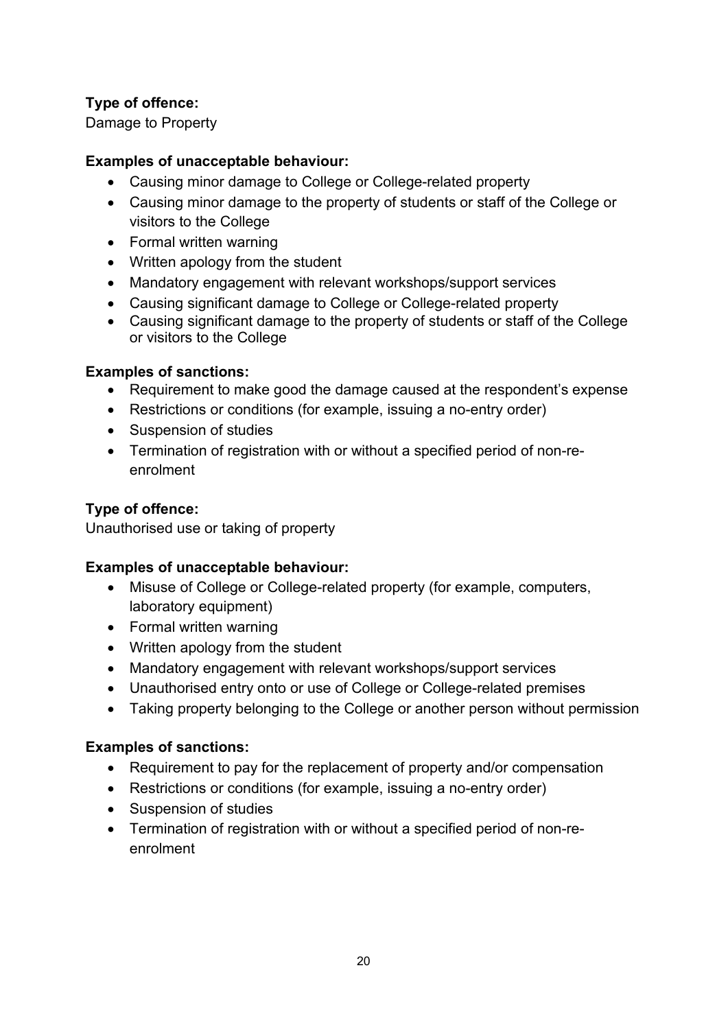**Type of offence:**
Damage to Property

**Examples of unacceptable behaviour:**

- Causing minor damage to College or College-related property
- Causing minor damage to the property of students or staff of the College or visitors to the College
- Formal written warning
- Written apology from the student
- Mandatory engagement with relevant workshops/support services
- Causing significant damage to College or College-related property
- Causing significant damage to the property of students or staff of the College or visitors to the College

**Examples of sanctions:**

- Requirement to make good the damage caused at the respondent's expense
- Restrictions or conditions (for example, issuing a no-entry order)
- Suspension of studies
- Termination of registration with or without a specified period of non-re-enrolment

**Type of offence:**
Unauthorised use or taking of property

**Examples of unacceptable behaviour:**

- Misuse of College or College-related property (for example, computers, laboratory equipment)
- Formal written warning
- Written apology from the student
- Mandatory engagement with relevant workshops/support services
- Unauthorised entry onto or use of College or College-related premises
- Taking property belonging to the College or another person without permission

**Examples of sanctions:**

- Requirement to pay for the replacement of property and/or compensation
- Restrictions or conditions (for example, issuing a no-entry order)
- Suspension of studies
- Termination of registration with or without a specified period of non-re-enrolment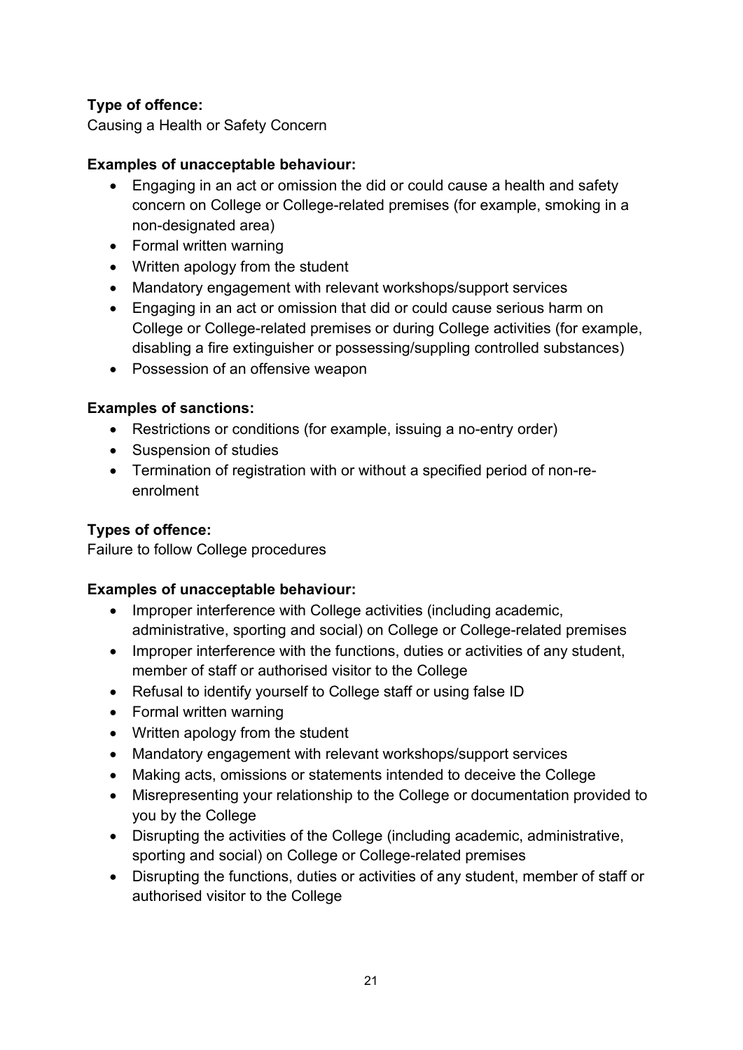**Type of offence:**
Causing a Health or Safety Concern

**Examples of unacceptable behaviour:**

- Engaging in an act or omission the did or could cause a health and safety concern on College or College-related premises (for example, smoking in a non-designated area)
- Formal written warning
- Written apology from the student
- Mandatory engagement with relevant workshops/support services
- Engaging in an act or omission that did or could cause serious harm on College or College-related premises or during College activities (for example, disabling a fire extinguisher or possessing/suppling controlled substances)
- Possession of an offensive weapon

**Examples of sanctions:**

- Restrictions or conditions (for example, issuing a no-entry order)
- Suspension of studies
- Termination of registration with or without a specified period of non-re-enrolment

**Types of offence:**
Failure to follow College procedures

**Examples of unacceptable behaviour:**

- Improper interference with College activities (including academic, administrative, sporting and social) on College or College-related premises
- Improper interference with the functions, duties or activities of any student, member of staff or authorised visitor to the College
- Refusal to identify yourself to College staff or using false ID
- Formal written warning
- Written apology from the student
- Mandatory engagement with relevant workshops/support services
- Making acts, omissions or statements intended to deceive the College
- Misrepresenting your relationship to the College or documentation provided to you by the College
- Disrupting the activities of the College (including academic, administrative, sporting and social) on College or College-related premises
- Disrupting the functions, duties or activities of any student, member of staff or authorised visitor to the College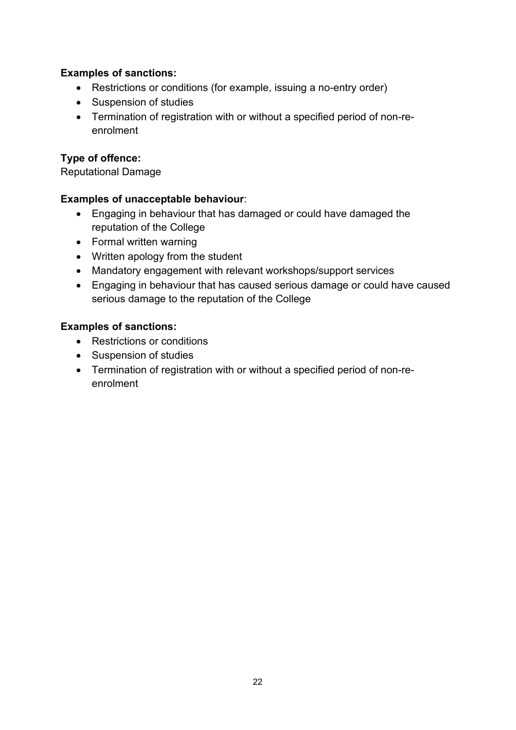**Examples of sanctions:**

- Restrictions or conditions (for example, issuing a no-entry order)
- Suspension of studies
- Termination of registration with or without a specified period of non-re-enrolment

**Type of offence:**

Reputational Damage

**Examples of unacceptable behaviour**:

- Engaging in behaviour that has damaged or could have damaged the reputation of the College
- Formal written warning
- Written apology from the student
- Mandatory engagement with relevant workshops/support services
- Engaging in behaviour that has caused serious damage or could have caused serious damage to the reputation of the College

**Examples of sanctions:**

- Restrictions or conditions
- Suspension of studies
- Termination of registration with or without a specified period of non-re-enrolment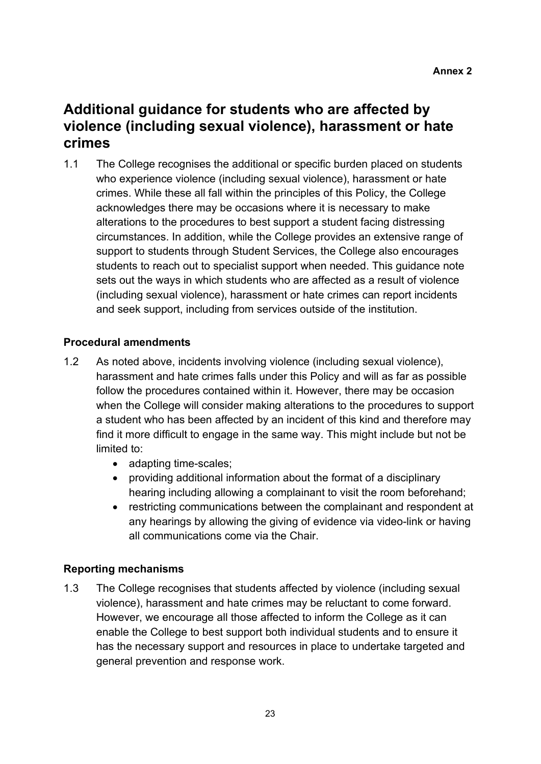**Annex 2**

# Additional guidance for students who are affected by violence (including sexual violence), harassment or hate crimes

1.1 The College recognises the additional or specific burden placed on students who experience violence (including sexual violence), harassment or hate crimes. While these all fall within the principles of this Policy, the College acknowledges there may be occasions where it is necessary to make alterations to the procedures to best support a student facing distressing circumstances. In addition, while the College provides an extensive range of support to students through Student Services, the College also encourages students to reach out to specialist support when needed. This guidance note sets out the ways in which students who are affected as a result of violence (including sexual violence), harassment or hate crimes can report incidents and seek support, including from services outside of the institution.

### Procedural amendments

1.2 As noted above, incidents involving violence (including sexual violence), harassment and hate crimes falls under this Policy and will as far as possible follow the procedures contained within it. However, there may be occasion when the College will consider making alterations to the procedures to support a student who has been affected by an incident of this kind and therefore may find it more difficult to engage in the same way. This might include but not be limited to:

- adapting time-scales;
- providing additional information about the format of a disciplinary hearing including allowing a complainant to visit the room beforehand;
- restricting communications between the complainant and respondent at any hearings by allowing the giving of evidence via video-link or having all communications come via the Chair.

### Reporting mechanisms

1.3 The College recognises that students affected by violence (including sexual violence), harassment and hate crimes may be reluctant to come forward. However, we encourage all those affected to inform the College as it can enable the College to best support both individual students and to ensure it has the necessary support and resources in place to undertake targeted and general prevention and response work.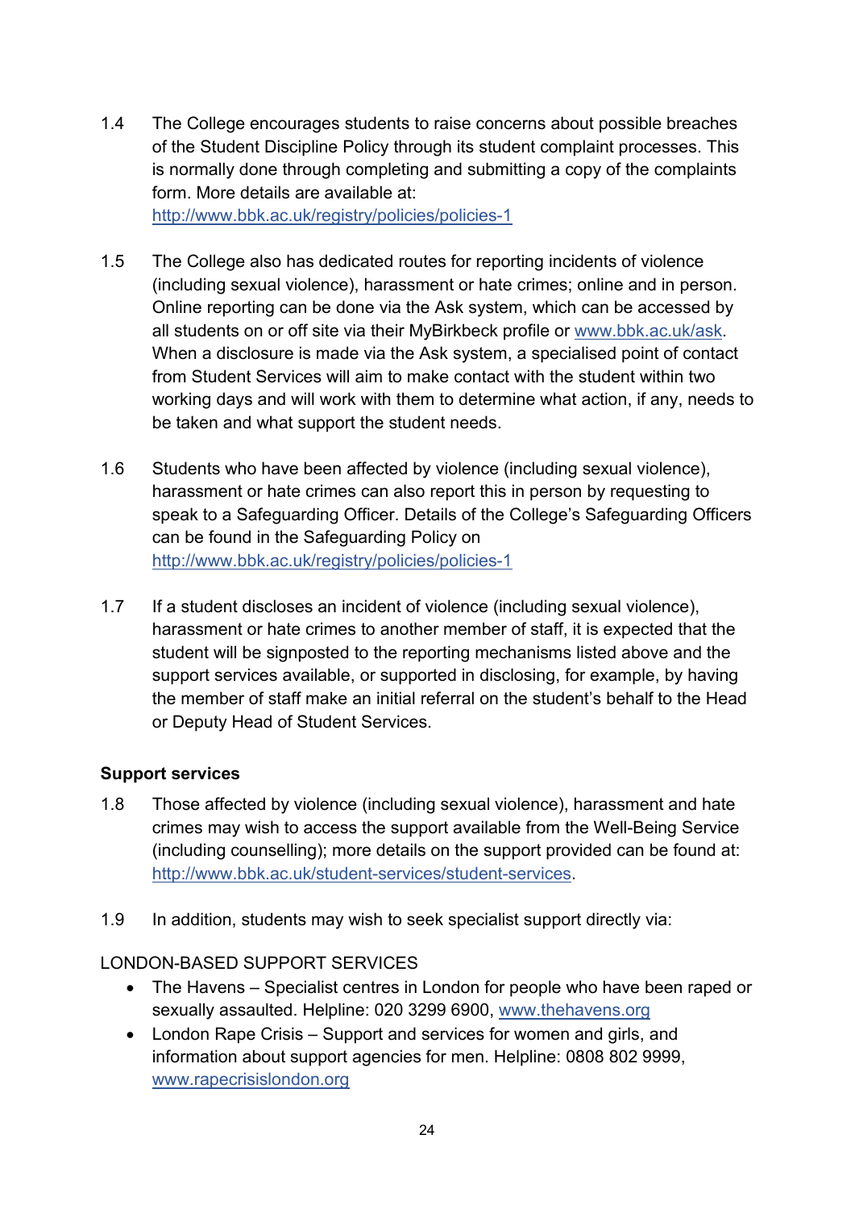1.4 The College encourages students to raise concerns about possible breaches of the Student Discipline Policy through its student complaint processes. This is normally done through completing and submitting a copy of the complaints form. More details are available at: http://www.bbk.ac.uk/registry/policies/policies-1

1.5 The College also has dedicated routes for reporting incidents of violence (including sexual violence), harassment or hate crimes; online and in person. Online reporting can be done via the Ask system, which can be accessed by all students on or off site via their MyBirkbeck profile or www.bbk.ac.uk/ask. When a disclosure is made via the Ask system, a specialised point of contact from Student Services will aim to make contact with the student within two working days and will work with them to determine what action, if any, needs to be taken and what support the student needs.

1.6 Students who have been affected by violence (including sexual violence), harassment or hate crimes can also report this in person by requesting to speak to a Safeguarding Officer. Details of the College's Safeguarding Officers can be found in the Safeguarding Policy on http://www.bbk.ac.uk/registry/policies/policies-1

1.7 If a student discloses an incident of violence (including sexual violence), harassment or hate crimes to another member of staff, it is expected that the student will be signposted to the reporting mechanisms listed above and the support services available, or supported in disclosing, for example, by having the member of staff make an initial referral on the student's behalf to the Head or Deputy Head of Student Services.

**Support services**

1.8 Those affected by violence (including sexual violence), harassment and hate crimes may wish to access the support available from the Well-Being Service (including counselling); more details on the support provided can be found at: http://www.bbk.ac.uk/student-services/student-services.

1.9 In addition, students may wish to seek specialist support directly via:

LONDON-BASED SUPPORT SERVICES

- The Havens – Specialist centres in London for people who have been raped or sexually assaulted. Helpline: 020 3299 6900, www.thehavens.org
- London Rape Crisis – Support and services for women and girls, and information about support agencies for men. Helpline: 0808 802 9999, www.rapecrisislondon.org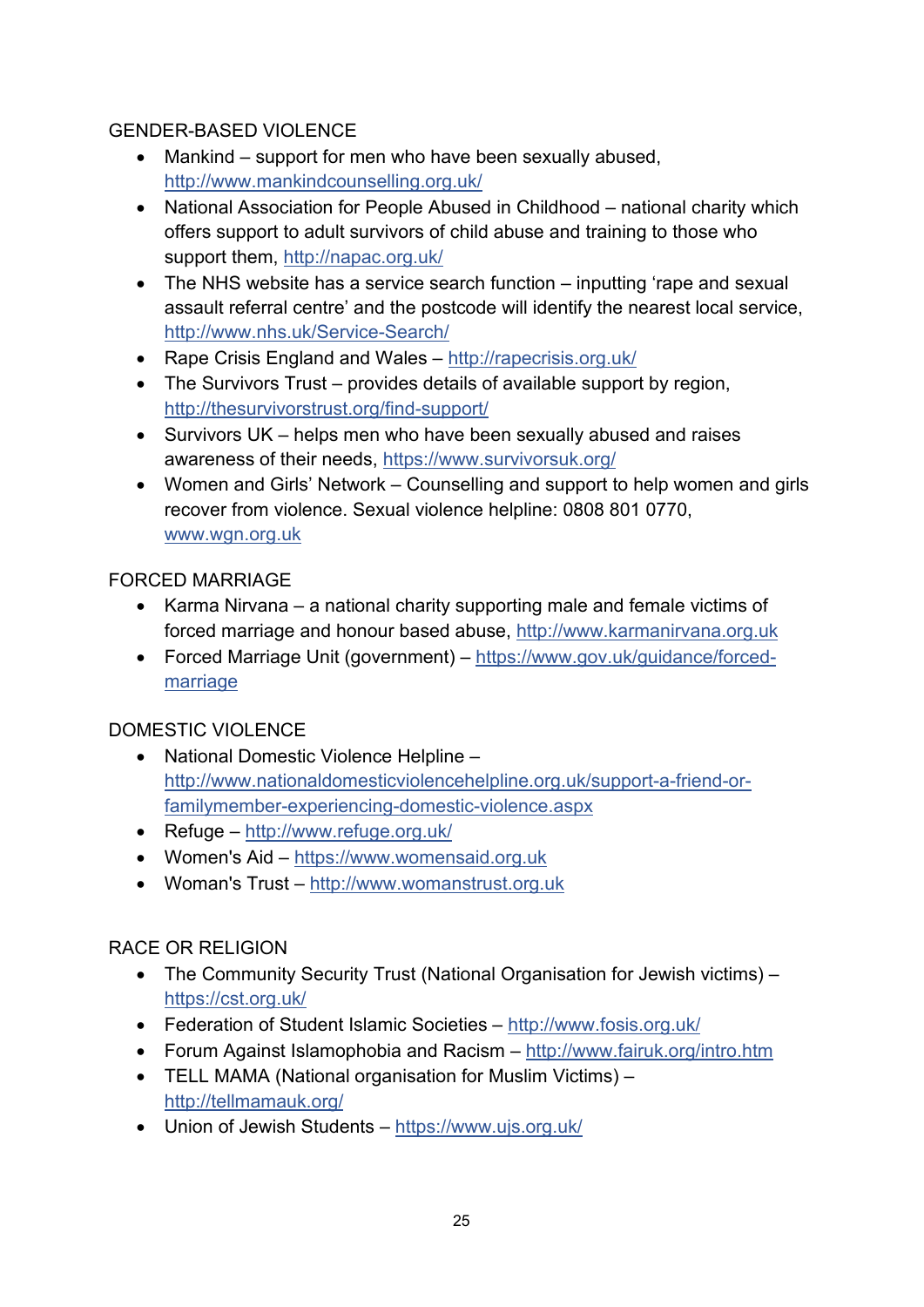GENDER-BASED VIOLENCE

- Mankind – support for men who have been sexually abused, http://www.mankindcounselling.org.uk/
- National Association for People Abused in Childhood – national charity which offers support to adult survivors of child abuse and training to those who support them, http://napac.org.uk/
- The NHS website has a service search function – inputting 'rape and sexual assault referral centre' and the postcode will identify the nearest local service, http://www.nhs.uk/Service-Search/
- Rape Crisis England and Wales – http://rapecrisis.org.uk/
- The Survivors Trust – provides details of available support by region, http://thesurvivorstrust.org/find-support/
- Survivors UK – helps men who have been sexually abused and raises awareness of their needs, https://www.survivorsuk.org/
- Women and Girls' Network – Counselling and support to help women and girls recover from violence. Sexual violence helpline: 0808 801 0770, www.wgn.org.uk

FORCED MARRIAGE

- Karma Nirvana – a national charity supporting male and female victims of forced marriage and honour based abuse, http://www.karmanirvana.org.uk
- Forced Marriage Unit (government) – https://www.gov.uk/guidance/forced-marriage

DOMESTIC VIOLENCE

- National Domestic Violence Helpline – http://www.nationaldomesticviolencehelpline.org.uk/support-a-friend-or-familymember-experiencing-domestic-violence.aspx
- Refuge – http://www.refuge.org.uk/
- Women's Aid – https://www.womensaid.org.uk
- Woman's Trust – http://www.womanstrust.org.uk

RACE OR RELIGION

- The Community Security Trust (National Organisation for Jewish victims) – https://cst.org.uk/
- Federation of Student Islamic Societies – http://www.fosis.org.uk/
- Forum Against Islamophobia and Racism – http://www.fairuk.org/intro.htm
- TELL MAMA (National organisation for Muslim Victims) – http://tellmamauk.org/
- Union of Jewish Students – https://www.ujs.org.uk/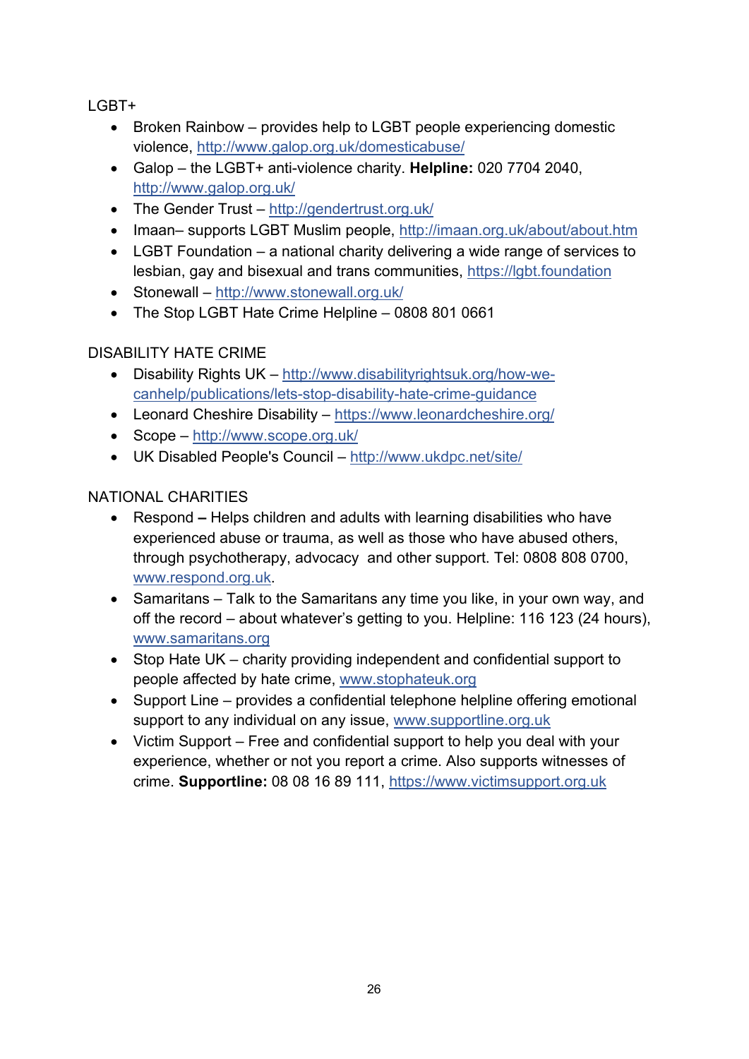LGBT+

- Broken Rainbow – provides help to LGBT people experiencing domestic violence, http://www.galop.org.uk/domesticabuse/
- Galop – the LGBT+ anti-violence charity. **Helpline:** 020 7704 2040, http://www.galop.org.uk/
- The Gender Trust – http://gendertrust.org.uk/
- Imaan– supports LGBT Muslim people, http://imaan.org.uk/about/about.htm
- LGBT Foundation – a national charity delivering a wide range of services to lesbian, gay and bisexual and trans communities, https://lgbt.foundation
- Stonewall – http://www.stonewall.org.uk/
- The Stop LGBT Hate Crime Helpline – 0808 801 0661

DISABILITY HATE CRIME

- Disability Rights UK – http://www.disabilityrightsuk.org/how-we-canhelp/publications/lets-stop-disability-hate-crime-guidance
- Leonard Cheshire Disability – https://www.leonardcheshire.org/
- Scope – http://www.scope.org.uk/
- UK Disabled People's Council – http://www.ukdpc.net/site/

NATIONAL CHARITIES

- Respond **–** Helps children and adults with learning disabilities who have experienced abuse or trauma, as well as those who have abused others, through psychotherapy, advocacy and other support. Tel: 0808 808 0700, www.respond.org.uk.
- Samaritans – Talk to the Samaritans any time you like, in your own way, and off the record – about whatever's getting to you. Helpline: 116 123 (24 hours), www.samaritans.org
- Stop Hate UK – charity providing independent and confidential support to people affected by hate crime, www.stophateuk.org
- Support Line – provides a confidential telephone helpline offering emotional support to any individual on any issue, www.supportline.org.uk
- Victim Support – Free and confidential support to help you deal with your experience, whether or not you report a crime. Also supports witnesses of crime. **Supportline:** 08 08 16 89 111, https://www.victimsupport.org.uk